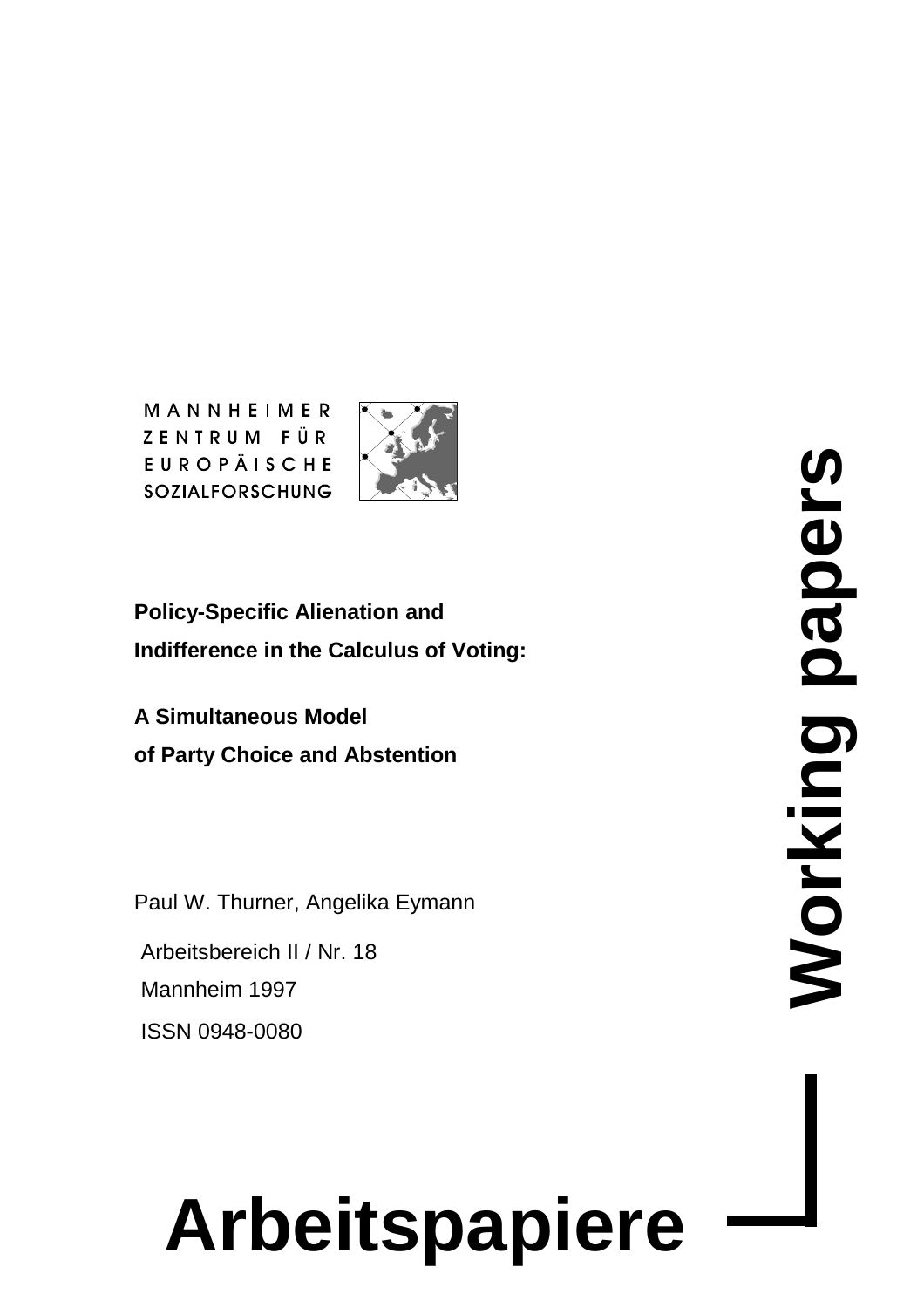MANNHEIMER ZENTRUM FÜR EUROPÄISCHE SOZIALFORSCHUNG

**Policy-Specific Alienation and Indifference in the Calculus of Voting:**

**A Simultaneous Model of Party Choice and Abstention**

Paul W. Thurner, Angelika Eymann

Arbeitsbereich II / Nr. 18

Mannheim 1997

ISSN 0948-0080

**Working papers**

# Arbeitspapiere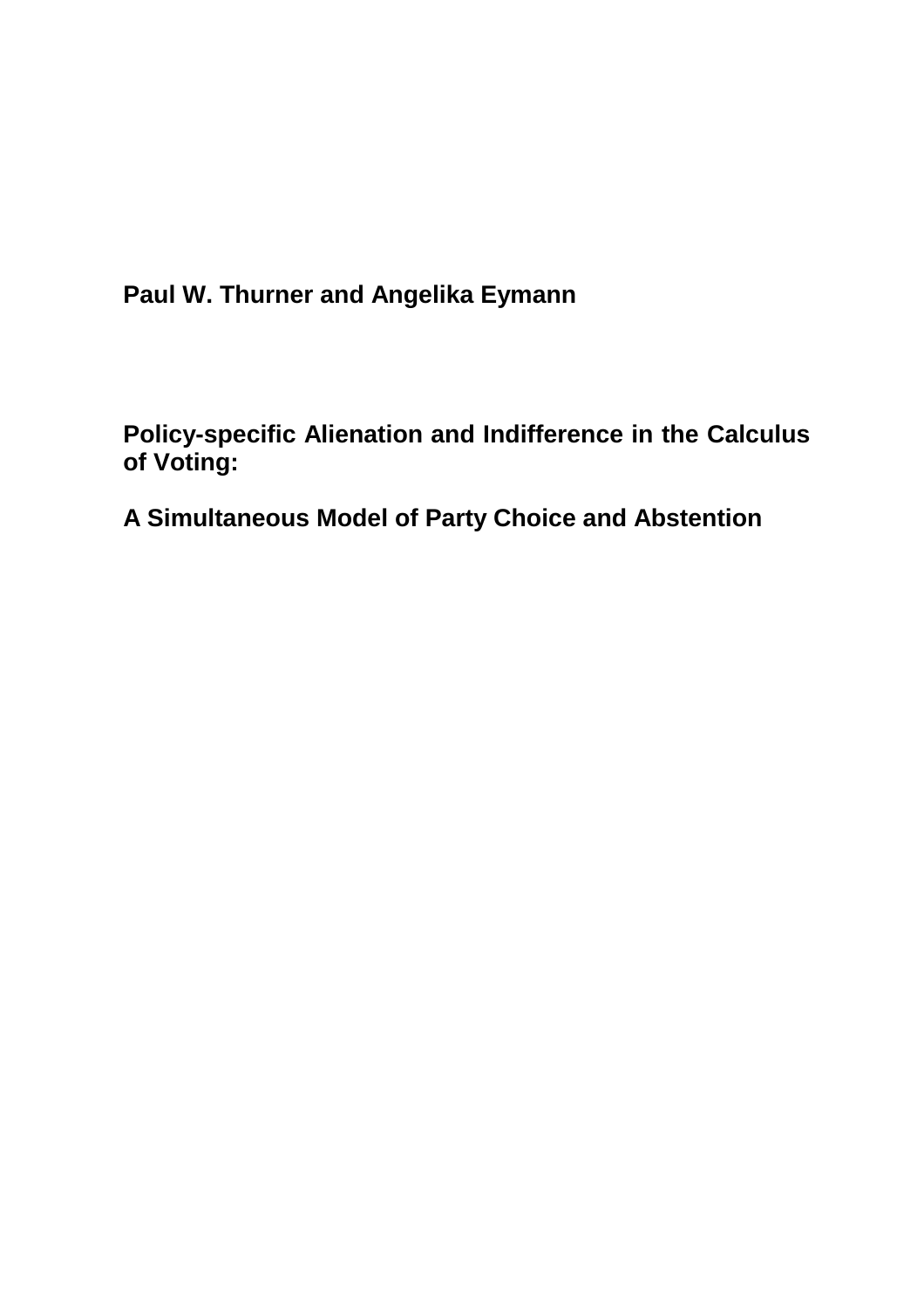**Paul W. Thurner and Angelika Eymann**

# Policy-specific Alienation and Indifference in the Calculus of Voting:

# A Simultaneous Model of Party Choice and Abstention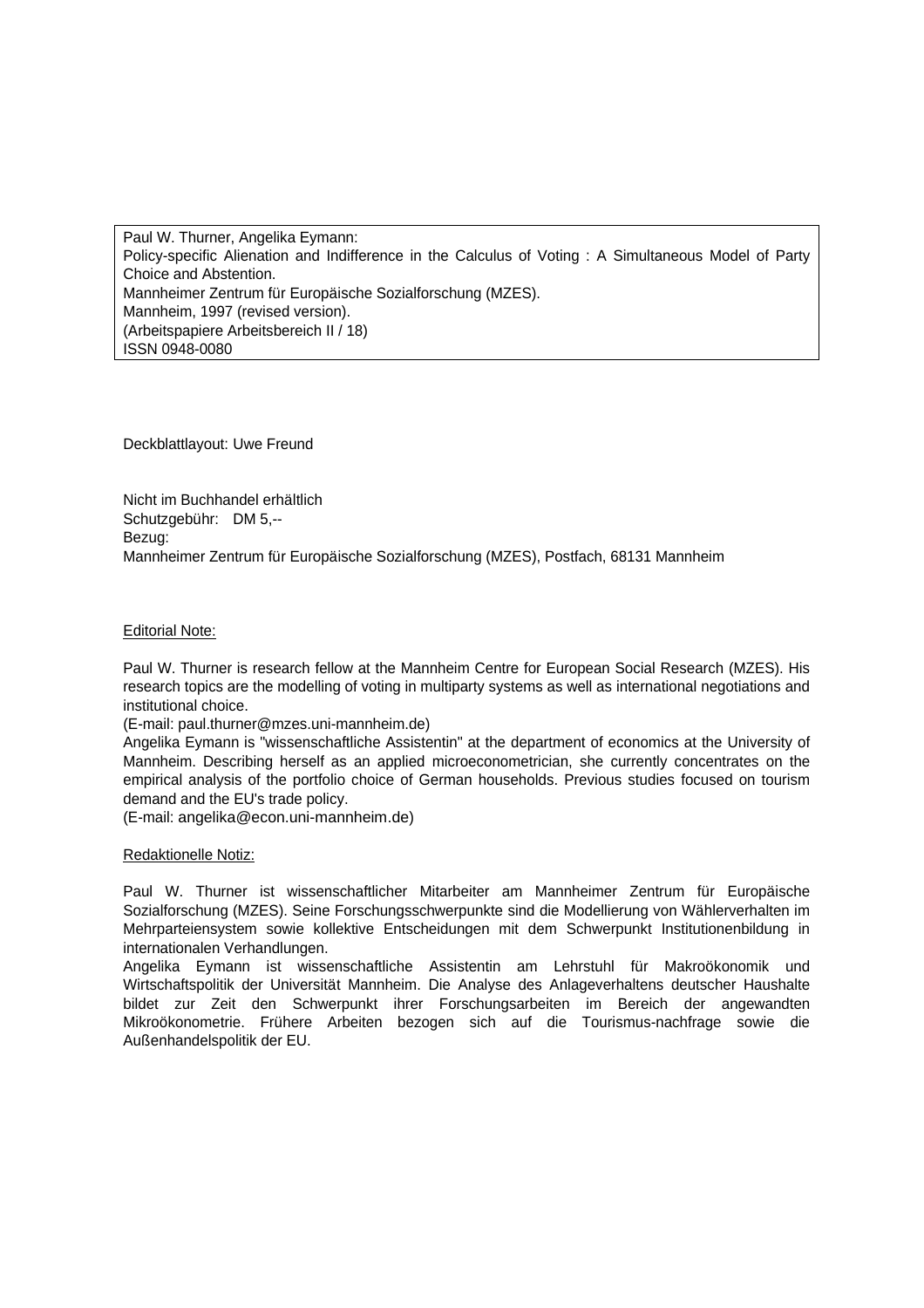Paul W. Thurner, Angelika Eymann:
Policy-specific Alienation and Indifference in the Calculus of Voting : A Simultaneous Model of Party Choice and Abstention.
Mannheimer Zentrum für Europäische Sozialforschung (MZES).
Mannheim, 1997 (revised version).
(Arbeitspapiere Arbeitsbereich II / 18)
ISSN 0948-0080

Deckblattlayout: Uwe Freund

Nicht im Buchhandel erhältlich
Schutzgebühr: DM 5,--
Bezug:
Mannheimer Zentrum für Europäische Sozialforschung (MZES), Postfach, 68131 Mannheim

Editorial Note:

Paul W. Thurner is research fellow at the Mannheim Centre for European Social Research (MZES). His research topics are the modelling of voting in multiparty systems as well as international negotiations and institutional choice.
(E-mail: paul.thurner@mzes.uni-mannheim.de)
Angelika Eymann is "wissenschaftliche Assistentin" at the department of economics at the University of Mannheim. Describing herself as an applied microeconometrician, she currently concentrates on the empirical analysis of the portfolio choice of German households. Previous studies focused on tourism demand and the EU's trade policy.
(E-mail: angelika@econ.uni-mannheim.de)

Redaktionelle Notiz:

Paul W. Thurner ist wissenschaftlicher Mitarbeiter am Mannheimer Zentrum für Europäische Sozialforschung (MZES). Seine Forschungsschwerpunkte sind die Modellierung von Wählerverhalten im Mehrparteiensystem sowie kollektive Entscheidungen mit dem Schwerpunkt Institutionenbildung in internationalen Verhandlungen.
Angelika Eymann ist wissenschaftliche Assistentin am Lehrstuhl für Makroökonomik und Wirtschaftspolitik der Universität Mannheim. Die Analyse des Anlageverhaltens deutscher Haushalte bildet zur Zeit den Schwerpunkt ihrer Forschungsarbeiten im Bereich der angewandten Mikroökonometrie. Frühere Arbeiten bezogen sich auf die Tourismus-nachfrage sowie die Außenhandelspolitik der EU.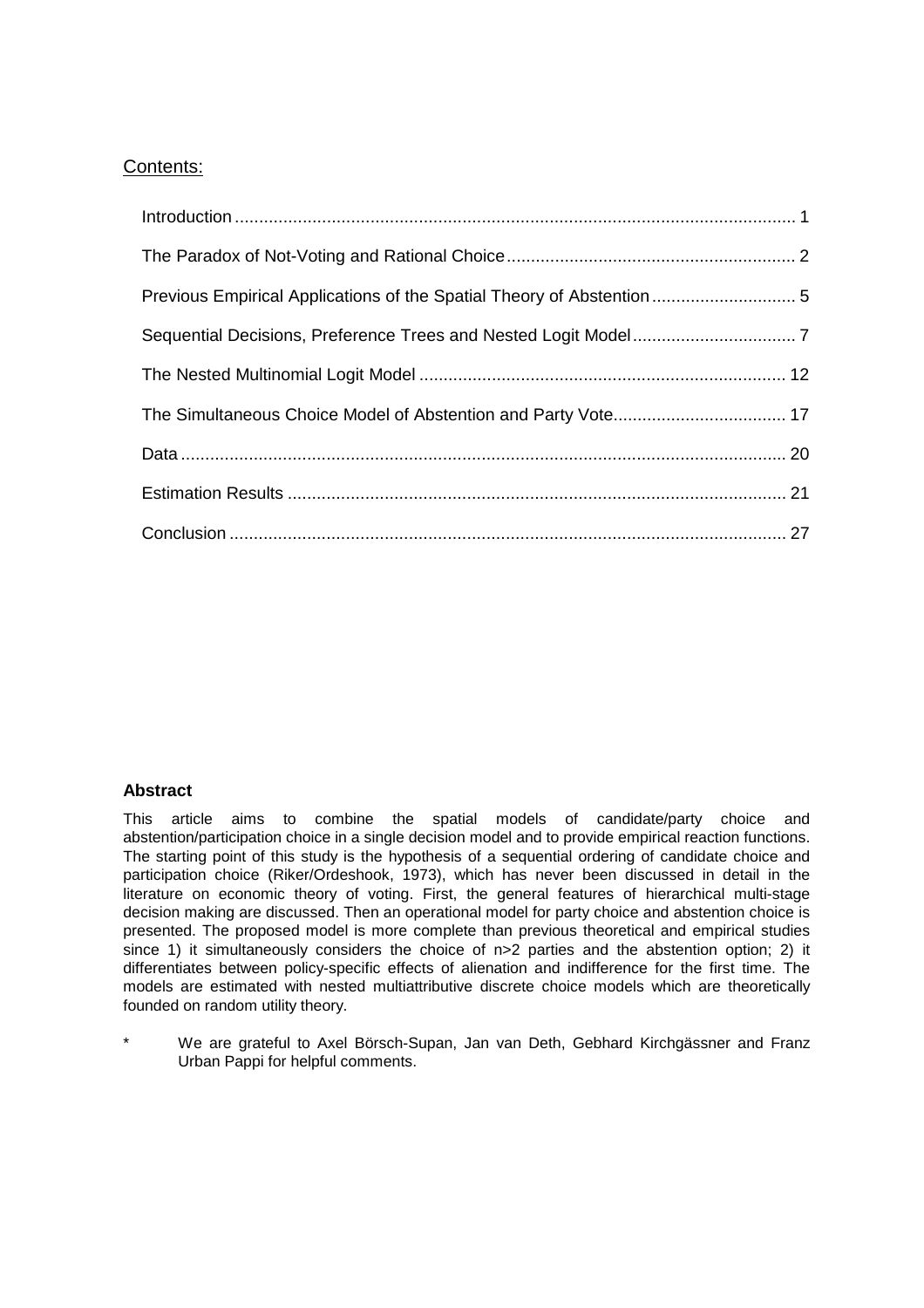## Contents:

Introduction ........................................................................................................................ 1

The Paradox of Not-Voting and Rational Choice ........................................................... 2

Previous Empirical Applications of the Spatial Theory of Abstention .............................. 5

Sequential Decisions, Preference Trees and Nested Logit Model .................................. 7

The Nested Multinomial Logit Model ........................................................................... 12

The Simultaneous Choice Model of Abstention and Party Vote.................................... 17

Data ............................................................................................................................ 20

Estimation Results ...................................................................................................... 21

Conclusion .................................................................................................................. 27

**Abstract**

This article aims to combine the spatial models of candidate/party choice and abstention/participation choice in a single decision model and to provide empirical reaction functions. The starting point of this study is the hypothesis of a sequential ordering of candidate choice and participation choice (Riker/Ordeshook, 1973), which has never been discussed in detail in the literature on economic theory of voting. First, the general features of hierarchical multi-stage decision making are discussed. Then an operational model for party choice and abstention choice is presented. The proposed model is more complete than previous theoretical and empirical studies since 1) it simultaneously considers the choice of n>2 parties and the abstention option; 2) it differentiates between policy-specific effects of alienation and indifference for the first time. The models are estimated with nested multiattributive discrete choice models which are theoretically founded on random utility theory.

\* We are grateful to Axel Börsch-Supan, Jan van Deth, Gebhard Kirchgässner and Franz Urban Pappi for helpful comments.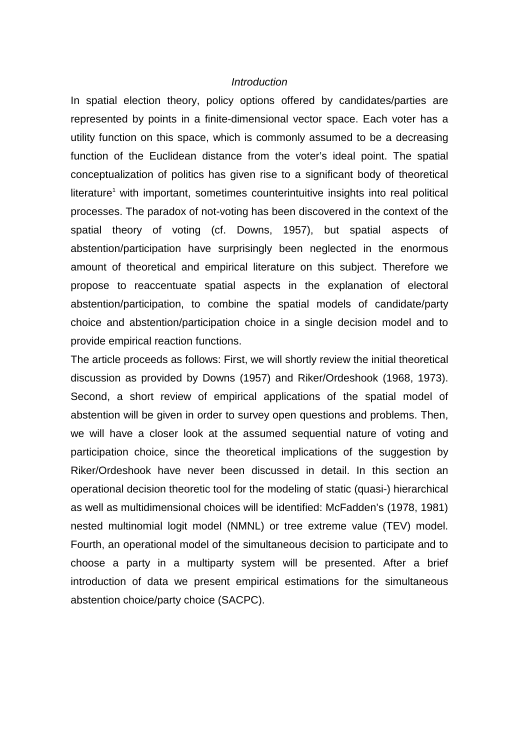## *Introduction*

In spatial election theory, policy options offered by candidates/parties are represented by points in a finite-dimensional vector space. Each voter has a utility function on this space, which is commonly assumed to be a decreasing function of the Euclidean distance from the voter's ideal point. The spatial conceptualization of politics has given rise to a significant body of theoretical literature[1] with important, sometimes counterintuitive insights into real political processes. The paradox of not-voting has been discovered in the context of the spatial theory of voting (cf. Downs, 1957), but spatial aspects of abstention/participation have surprisingly been neglected in the enormous amount of theoretical and empirical literature on this subject. Therefore we propose to reaccentuate spatial aspects in the explanation of electoral abstention/participation, to combine the spatial models of candidate/party choice and abstention/participation choice in a single decision model and to provide empirical reaction functions.

The article proceeds as follows: First, we will shortly review the initial theoretical discussion as provided by Downs (1957) and Riker/Ordeshook (1968, 1973). Second, a short review of empirical applications of the spatial model of abstention will be given in order to survey open questions and problems. Then, we will have a closer look at the assumed sequential nature of voting and participation choice, since the theoretical implications of the suggestion by Riker/Ordeshook have never been discussed in detail. In this section an operational decision theoretic tool for the modeling of static (quasi-) hierarchical as well as multidimensional choices will be identified: McFadden's (1978, 1981) nested multinomial logit model (NMNL) or tree extreme value (TEV) model. Fourth, an operational model of the simultaneous decision to participate and to choose a party in a multiparty system will be presented. After a brief introduction of data we present empirical estimations for the simultaneous abstention choice/party choice (SACPC).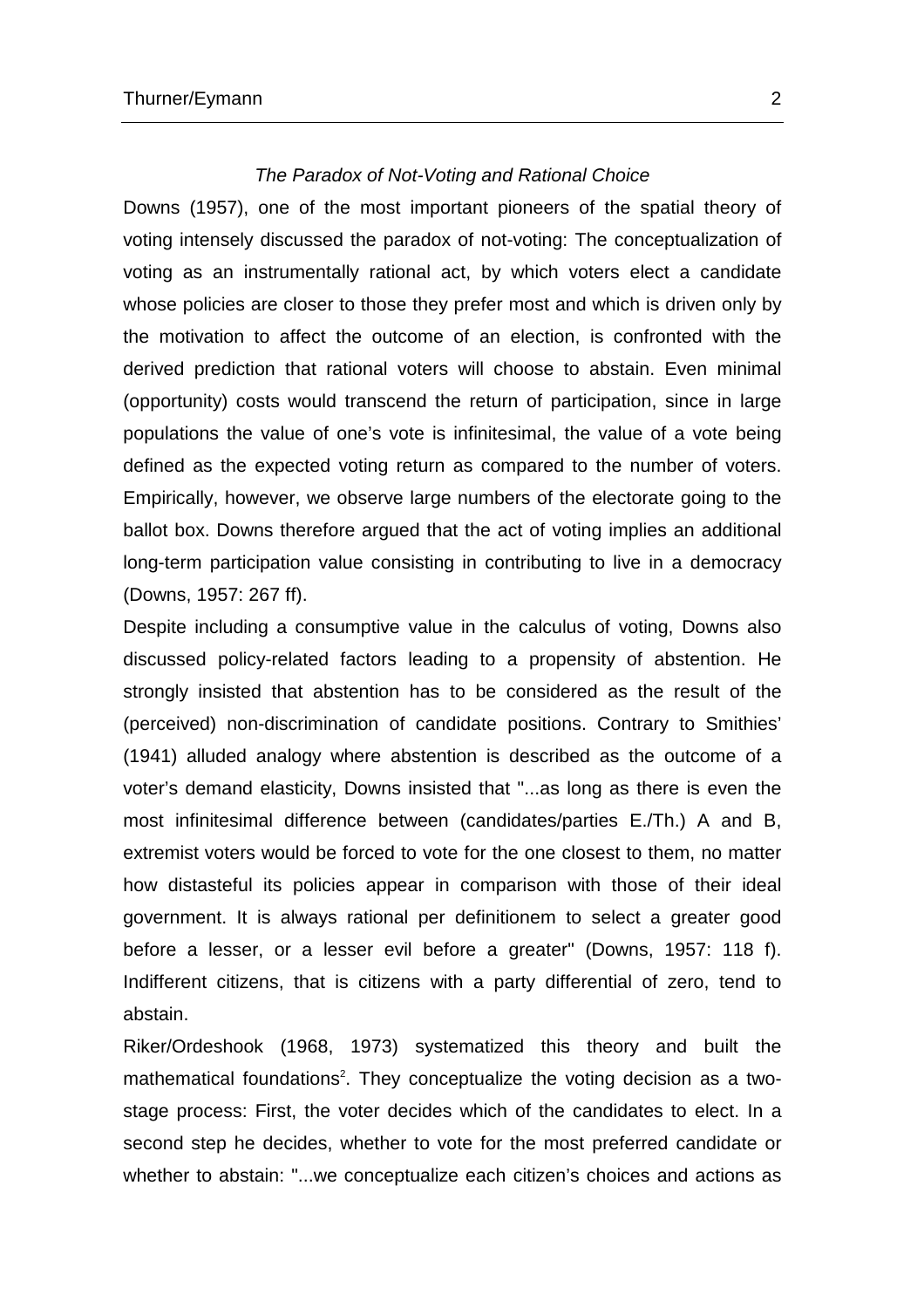### *The Paradox of Not-Voting and Rational Choice*

Downs (1957), one of the most important pioneers of the spatial theory of voting intensely discussed the paradox of not-voting: The conceptualization of voting as an instrumentally rational act, by which voters elect a candidate whose policies are closer to those they prefer most and which is driven only by the motivation to affect the outcome of an election, is confronted with the derived prediction that rational voters will choose to abstain. Even minimal (opportunity) costs would transcend the return of participation, since in large populations the value of one's vote is infinitesimal, the value of a vote being defined as the expected voting return as compared to the number of voters. Empirically, however, we observe large numbers of the electorate going to the ballot box. Downs therefore argued that the act of voting implies an additional long-term participation value consisting in contributing to live in a democracy (Downs, 1957: 267 ff).

Despite including a consumptive value in the calculus of voting, Downs also discussed policy-related factors leading to a propensity of abstention. He strongly insisted that abstention has to be considered as the result of the (perceived) non-discrimination of candidate positions. Contrary to Smithies' (1941) alluded analogy where abstention is described as the outcome of a voter's demand elasticity, Downs insisted that "...as long as there is even the most infinitesimal difference between (candidates/parties E./Th.) A and B, extremist voters would be forced to vote for the one closest to them, no matter how distasteful its policies appear in comparison with those of their ideal government. It is always rational per definitionem to select a greater good before a lesser, or a lesser evil before a greater" (Downs, 1957: 118 f). Indifferent citizens, that is citizens with a party differential of zero, tend to abstain.

Riker/Ordeshook (1968, 1973) systematized this theory and built the mathematical foundations[2]. They conceptualize the voting decision as a two-stage process: First, the voter decides which of the candidates to elect. In a second step he decides, whether to vote for the most preferred candidate or whether to abstain: "...we conceptualize each citizen's choices and actions as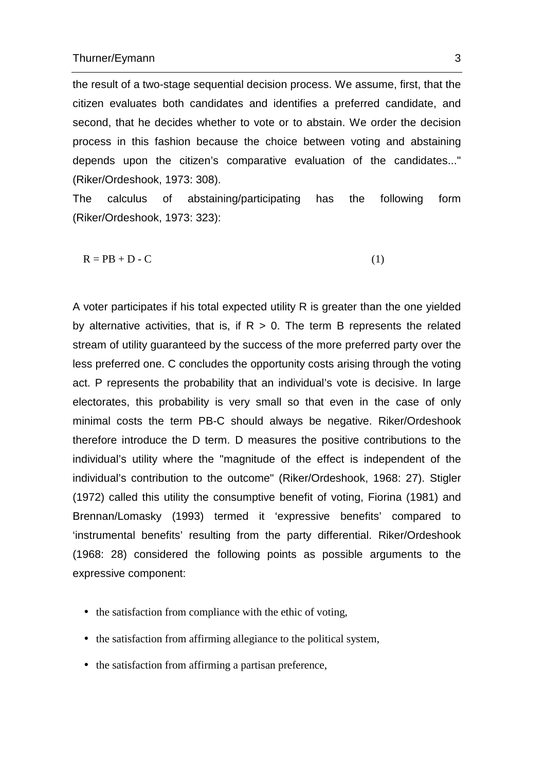the result of a two-stage sequential decision process. We assume, first, that the citizen evaluates both candidates and identifies a preferred candidate, and second, that he decides whether to vote or to abstain. We order the decision process in this fashion because the choice between voting and abstaining depends upon the citizen's comparative evaluation of the candidates..." (Riker/Ordeshook, 1973: 308).

The calculus of abstaining/participating has the following form (Riker/Ordeshook, 1973: 323):

$$R = PB + D - C \tag{1}$$

A voter participates if his total expected utility R is greater than the one yielded by alternative activities, that is, if $R > 0$. The term B represents the related stream of utility guaranteed by the success of the more preferred party over the less preferred one. C concludes the opportunity costs arising through the voting act. P represents the probability that an individual's vote is decisive. In large electorates, this probability is very small so that even in the case of only minimal costs the term PB-C should always be negative. Riker/Ordeshook therefore introduce the D term. D measures the positive contributions to the individual's utility where the "magnitude of the effect is independent of the individual's contribution to the outcome" (Riker/Ordeshook, 1968: 27). Stigler (1972) called this utility the consumptive benefit of voting, Fiorina (1981) and Brennan/Lomasky (1993) termed it 'expressive benefits' compared to 'instrumental benefits' resulting from the party differential. Riker/Ordeshook (1968: 28) considered the following points as possible arguments to the expressive component:

- the satisfaction from compliance with the ethic of voting,
- the satisfaction from affirming allegiance to the political system,
- the satisfaction from affirming a partisan preference,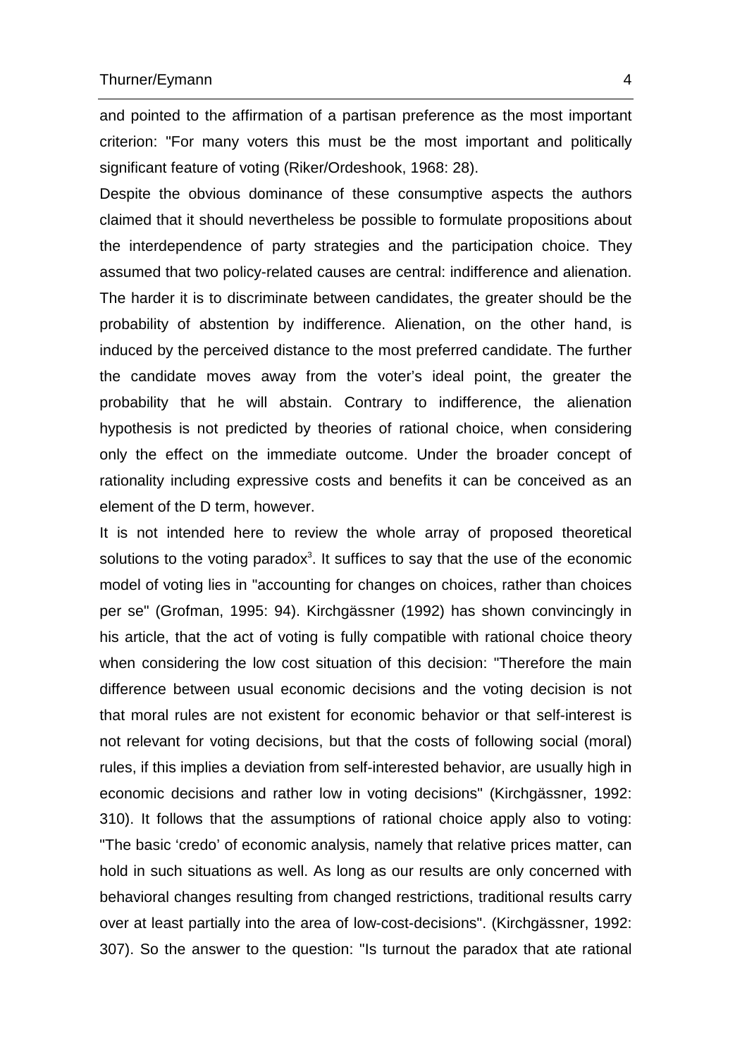and pointed to the affirmation of a partisan preference as the most important criterion: "For many voters this must be the most important and politically significant feature of voting (Riker/Ordeshook, 1968: 28).

Despite the obvious dominance of these consumptive aspects the authors claimed that it should nevertheless be possible to formulate propositions about the interdependence of party strategies and the participation choice. They assumed that two policy-related causes are central: indifference and alienation. The harder it is to discriminate between candidates, the greater should be the probability of abstention by indifference. Alienation, on the other hand, is induced by the perceived distance to the most preferred candidate. The further the candidate moves away from the voter's ideal point, the greater the probability that he will abstain. Contrary to indifference, the alienation hypothesis is not predicted by theories of rational choice, when considering only the effect on the immediate outcome. Under the broader concept of rationality including expressive costs and benefits it can be conceived as an element of the D term, however.

It is not intended here to review the whole array of proposed theoretical solutions to the voting paradox[3]. It suffices to say that the use of the economic model of voting lies in "accounting for changes on choices, rather than choices per se" (Grofman, 1995: 94). Kirchgässner (1992) has shown convincingly in his article, that the act of voting is fully compatible with rational choice theory when considering the low cost situation of this decision: "Therefore the main difference between usual economic decisions and the voting decision is not that moral rules are not existent for economic behavior or that self-interest is not relevant for voting decisions, but that the costs of following social (moral) rules, if this implies a deviation from self-interested behavior, are usually high in economic decisions and rather low in voting decisions" (Kirchgässner, 1992: 310). It follows that the assumptions of rational choice apply also to voting: "The basic 'credo' of economic analysis, namely that relative prices matter, can hold in such situations as well. As long as our results are only concerned with behavioral changes resulting from changed restrictions, traditional results carry over at least partially into the area of low-cost-decisions". (Kirchgässner, 1992: 307). So the answer to the question: "Is turnout the paradox that ate rational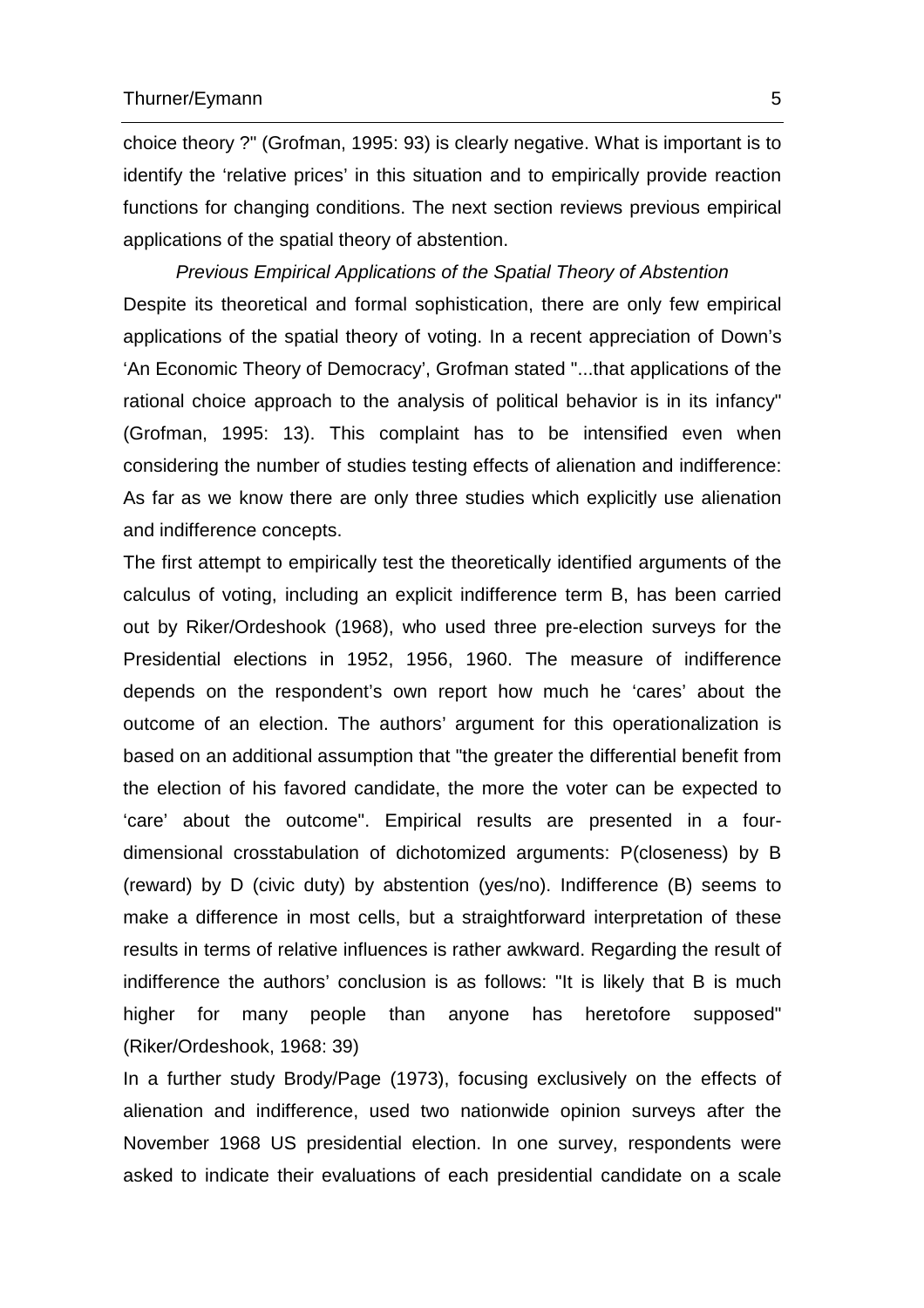choice theory ?" (Grofman, 1995: 93) is clearly negative. What is important is to identify the 'relative prices' in this situation and to empirically provide reaction functions for changing conditions. The next section reviews previous empirical applications of the spatial theory of abstention.

### *Previous Empirical Applications of the Spatial Theory of Abstention*

Despite its theoretical and formal sophistication, there are only few empirical applications of the spatial theory of voting. In a recent appreciation of Down's 'An Economic Theory of Democracy', Grofman stated "...that applications of the rational choice approach to the analysis of political behavior is in its infancy" (Grofman, 1995: 13). This complaint has to be intensified even when considering the number of studies testing effects of alienation and indifference: As far as we know there are only three studies which explicitly use alienation and indifference concepts.

The first attempt to empirically test the theoretically identified arguments of the calculus of voting, including an explicit indifference term B, has been carried out by Riker/Ordeshook (1968), who used three pre-election surveys for the Presidential elections in 1952, 1956, 1960. The measure of indifference depends on the respondent's own report how much he 'cares' about the outcome of an election. The authors' argument for this operationalization is based on an additional assumption that "the greater the differential benefit from the election of his favored candidate, the more the voter can be expected to 'care' about the outcome". Empirical results are presented in a four-dimensional crosstabulation of dichotomized arguments: P(closeness) by B (reward) by D (civic duty) by abstention (yes/no). Indifference (B) seems to make a difference in most cells, but a straightforward interpretation of these results in terms of relative influences is rather awkward. Regarding the result of indifference the authors' conclusion is as follows: "It is likely that B is much higher for many people than anyone has heretofore supposed" (Riker/Ordeshook, 1968: 39)

In a further study Brody/Page (1973), focusing exclusively on the effects of alienation and indifference, used two nationwide opinion surveys after the November 1968 US presidential election. In one survey, respondents were asked to indicate their evaluations of each presidential candidate on a scale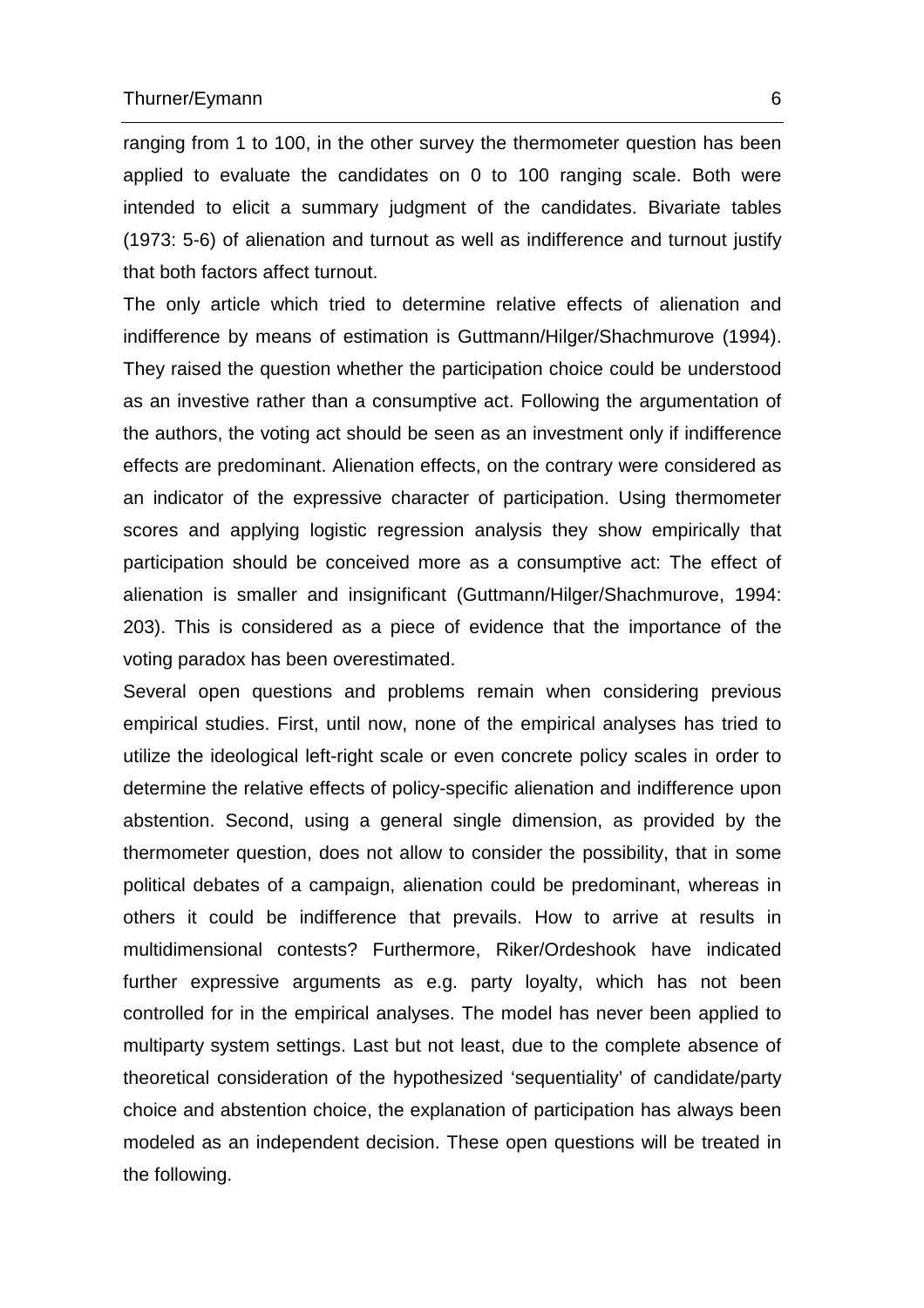ranging from 1 to 100, in the other survey the thermometer question has been applied to evaluate the candidates on 0 to 100 ranging scale. Both were intended to elicit a summary judgment of the candidates. Bivariate tables (1973: 5-6) of alienation and turnout as well as indifference and turnout justify that both factors affect turnout.

The only article which tried to determine relative effects of alienation and indifference by means of estimation is Guttmann/Hilger/Shachmurove (1994). They raised the question whether the participation choice could be understood as an investive rather than a consumptive act. Following the argumentation of the authors, the voting act should be seen as an investment only if indifference effects are predominant. Alienation effects, on the contrary were considered as an indicator of the expressive character of participation. Using thermometer scores and applying logistic regression analysis they show empirically that participation should be conceived more as a consumptive act: The effect of alienation is smaller and insignificant (Guttmann/Hilger/Shachmurove, 1994: 203). This is considered as a piece of evidence that the importance of the voting paradox has been overestimated.

Several open questions and problems remain when considering previous empirical studies. First, until now, none of the empirical analyses has tried to utilize the ideological left-right scale or even concrete policy scales in order to determine the relative effects of policy-specific alienation and indifference upon abstention. Second, using a general single dimension, as provided by the thermometer question, does not allow to consider the possibility, that in some political debates of a campaign, alienation could be predominant, whereas in others it could be indifference that prevails. How to arrive at results in multidimensional contests? Furthermore, Riker/Ordeshook have indicated further expressive arguments as e.g. party loyalty, which has not been controlled for in the empirical analyses. The model has never been applied to multiparty system settings. Last but not least, due to the complete absence of theoretical consideration of the hypothesized 'sequentiality' of candidate/party choice and abstention choice, the explanation of participation has always been modeled as an independent decision. These open questions will be treated in the following.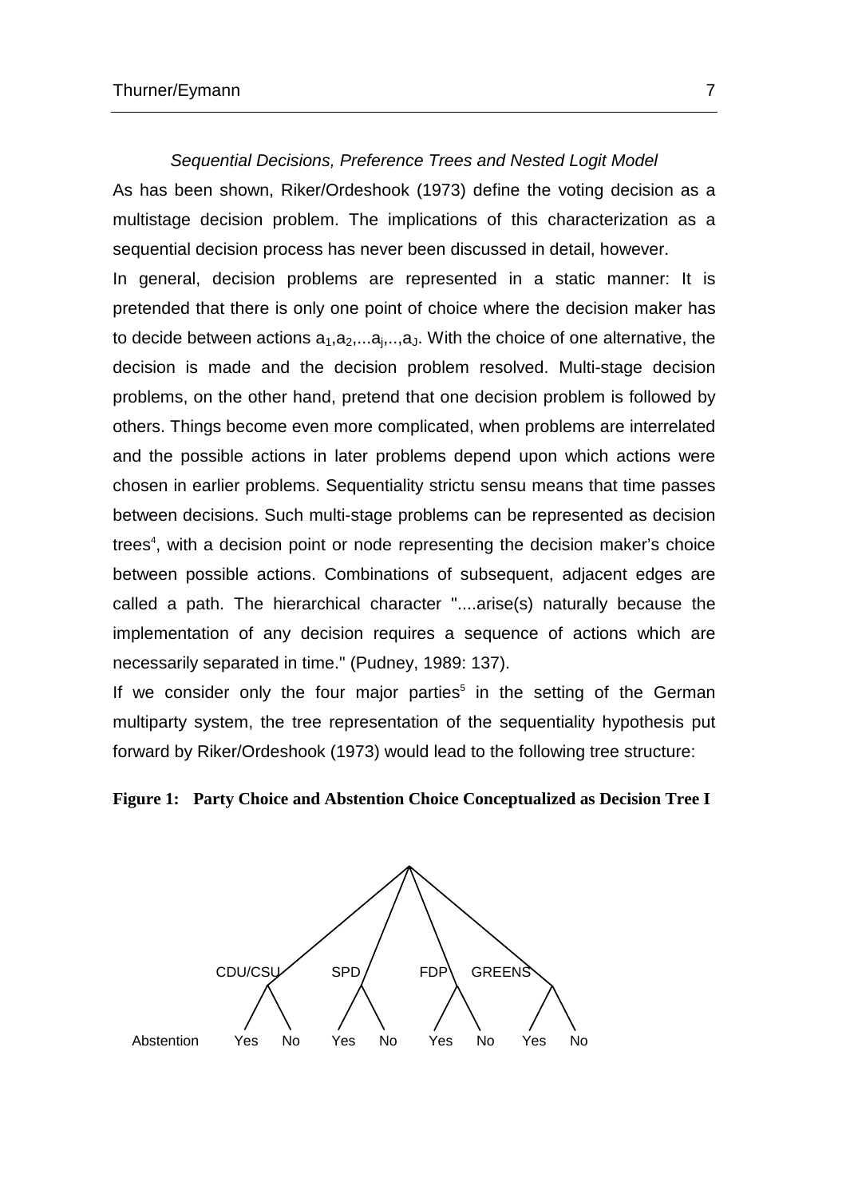*Sequential Decisions, Preference Trees and Nested Logit Model*

As has been shown, Riker/Ordeshook (1973) define the voting decision as a multistage decision problem. The implications of this characterization as a sequential decision process has never been discussed in detail, however.

In general, decision problems are represented in a static manner: It is pretended that there is only one point of choice where the decision maker has to decide between actions $a_1,a_2,...a_j,..,a_J$. With the choice of one alternative, the decision is made and the decision problem resolved. Multi-stage decision problems, on the other hand, pretend that one decision problem is followed by others. Things become even more complicated, when problems are interrelated and the possible actions in later problems depend upon which actions were chosen in earlier problems. Sequentiality strictu sensu means that time passes between decisions. Such multi-stage problems can be represented as decision trees[4], with a decision point or node representing the decision maker's choice between possible actions. Combinations of subsequent, adjacent edges are called a path. The hierarchical character "....arise(s) naturally because the implementation of any decision requires a sequence of actions which are necessarily separated in time." (Pudney, 1989: 137).

If we consider only the four major parties[5] in the setting of the German multiparty system, the tree representation of the sequentiality hypothesis put forward by Riker/Ordeshook (1973) would lead to the following tree structure:

**Figure 1: Party Choice and Abstention Choice Conceptualized as Decision Tree I**

CDU/CSU SPD FDP GREENS

Abstention Yes No Yes No Yes No Yes No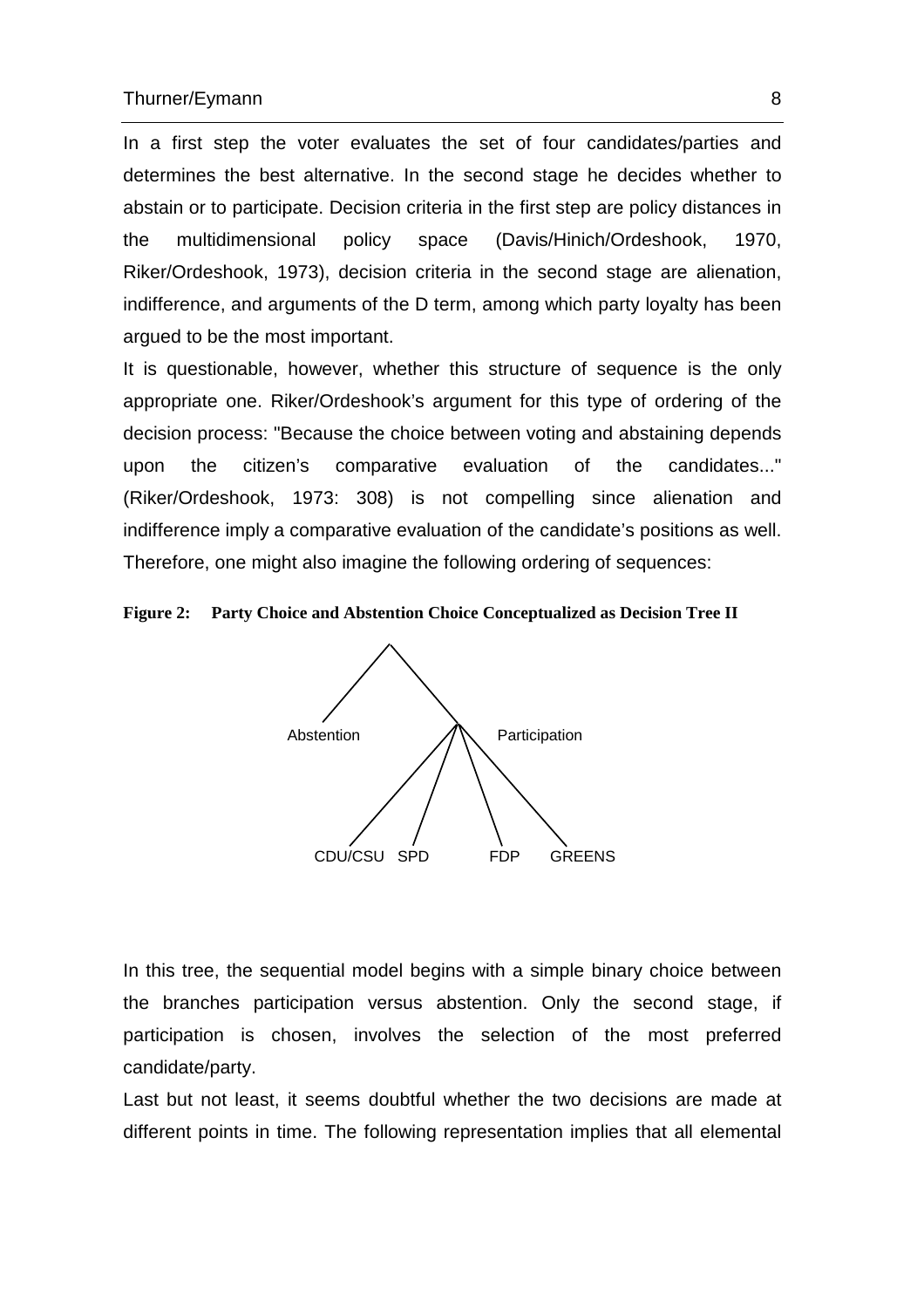In a first step the voter evaluates the set of four candidates/parties and determines the best alternative. In the second stage he decides whether to abstain or to participate. Decision criteria in the first step are policy distances in the multidimensional policy space (Davis/Hinich/Ordeshook, 1970, Riker/Ordeshook, 1973), decision criteria in the second stage are alienation, indifference, and arguments of the D term, among which party loyalty has been argued to be the most important.

It is questionable, however, whether this structure of sequence is the only appropriate one. Riker/Ordeshook's argument for this type of ordering of the decision process: "Because the choice between voting and abstaining depends upon the citizen's comparative evaluation of the candidates..." (Riker/Ordeshook, 1973: 308) is not compelling since alienation and indifference imply a comparative evaluation of the candidate's positions as well. Therefore, one might also imagine the following ordering of sequences:

**Figure 2: Party Choice and Abstention Choice Conceptualized as Decision Tree II**

Abstention Participation

CDU/CSU SPD FDP GREENS

In this tree, the sequential model begins with a simple binary choice between the branches participation versus abstention. Only the second stage, if participation is chosen, involves the selection of the most preferred candidate/party.

Last but not least, it seems doubtful whether the two decisions are made at different points in time. The following representation implies that all elemental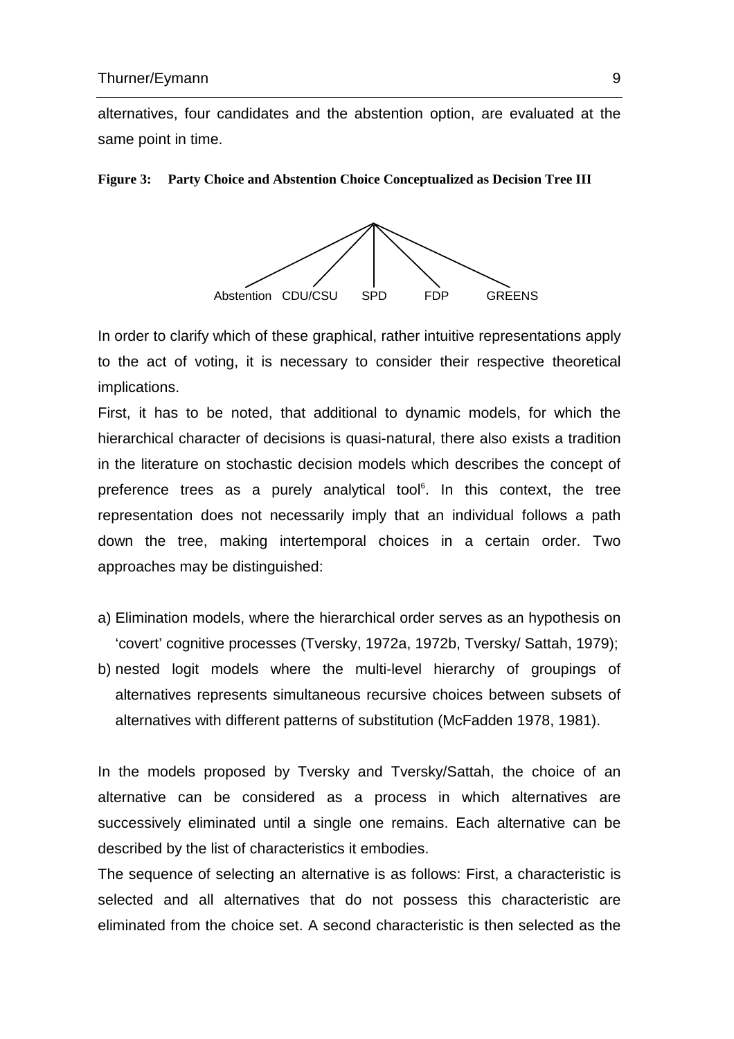alternatives, four candidates and the abstention option, are evaluated at the same point in time.

**Figure 3: Party Choice and Abstention Choice Conceptualized as Decision Tree III**

Abstention CDU/CSU SPD FDP GREENS

In order to clarify which of these graphical, rather intuitive representations apply to the act of voting, it is necessary to consider their respective theoretical implications.

First, it has to be noted, that additional to dynamic models, for which the hierarchical character of decisions is quasi-natural, there also exists a tradition in the literature on stochastic decision models which describes the concept of preference trees as a purely analytical tool[6]. In this context, the tree representation does not necessarily imply that an individual follows a path down the tree, making intertemporal choices in a certain order. Two approaches may be distinguished:

a) Elimination models, where the hierarchical order serves as an hypothesis on 'covert' cognitive processes (Tversky, 1972a, 1972b, Tversky/ Sattah, 1979);
b) nested logit models where the multi-level hierarchy of groupings of alternatives represents simultaneous recursive choices between subsets of alternatives with different patterns of substitution (McFadden 1978, 1981).

In the models proposed by Tversky and Tversky/Sattah, the choice of an alternative can be considered as a process in which alternatives are successively eliminated until a single one remains. Each alternative can be described by the list of characteristics it embodies.

The sequence of selecting an alternative is as follows: First, a characteristic is selected and all alternatives that do not possess this characteristic are eliminated from the choice set. A second characteristic is then selected as the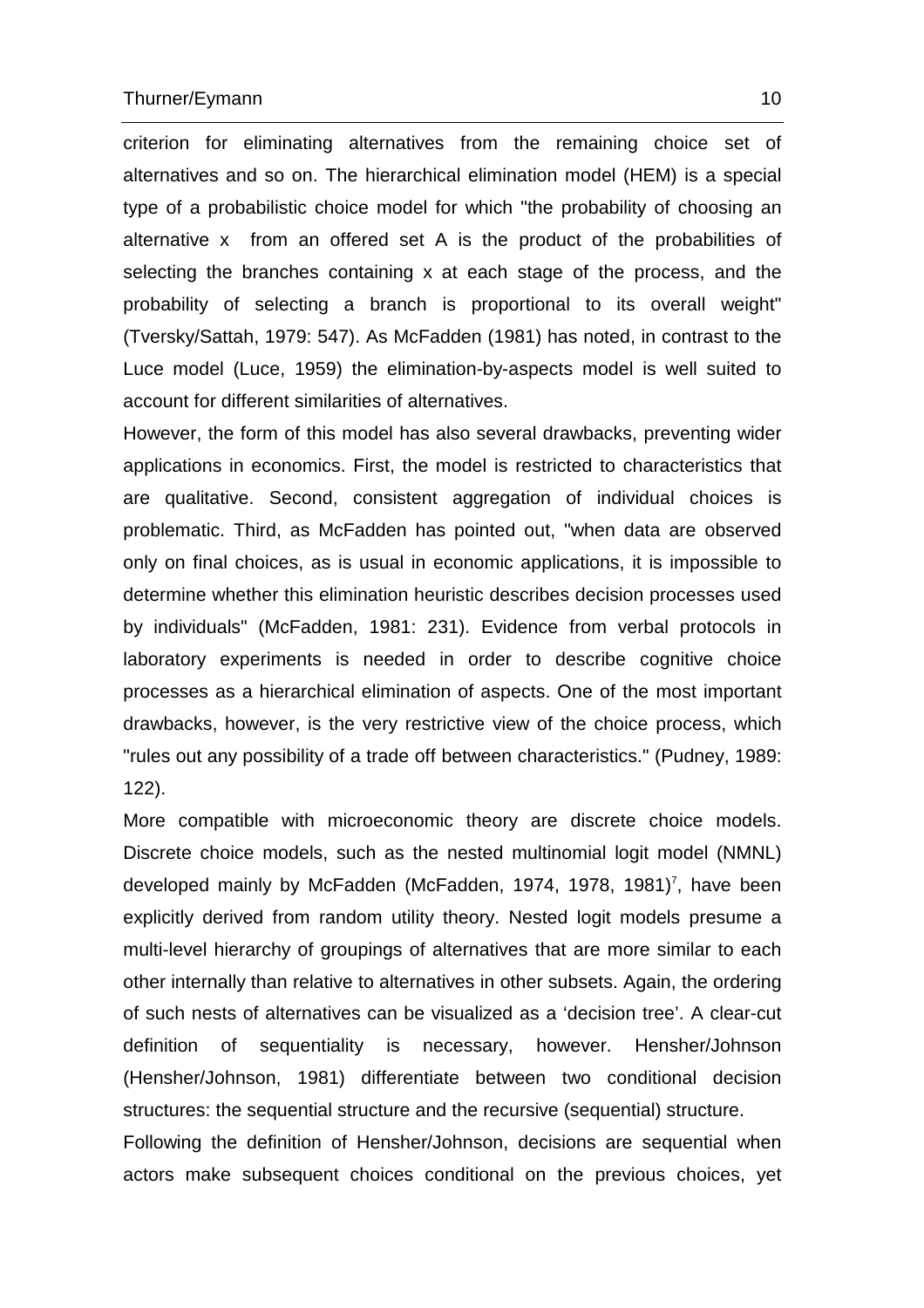criterion for eliminating alternatives from the remaining choice set of alternatives and so on. The hierarchical elimination model (HEM) is a special type of a probabilistic choice model for which "the probability of choosing an alternative x from an offered set A is the product of the probabilities of selecting the branches containing x at each stage of the process, and the probability of selecting a branch is proportional to its overall weight" (Tversky/Sattah, 1979: 547). As McFadden (1981) has noted, in contrast to the Luce model (Luce, 1959) the elimination-by-aspects model is well suited to account for different similarities of alternatives.

However, the form of this model has also several drawbacks, preventing wider applications in economics. First, the model is restricted to characteristics that are qualitative. Second, consistent aggregation of individual choices is problematic. Third, as McFadden has pointed out, "when data are observed only on final choices, as is usual in economic applications, it is impossible to determine whether this elimination heuristic describes decision processes used by individuals" (McFadden, 1981: 231). Evidence from verbal protocols in laboratory experiments is needed in order to describe cognitive choice processes as a hierarchical elimination of aspects. One of the most important drawbacks, however, is the very restrictive view of the choice process, which "rules out any possibility of a trade off between characteristics." (Pudney, 1989: 122).

More compatible with microeconomic theory are discrete choice models. Discrete choice models, such as the nested multinomial logit model (NMNL) developed mainly by McFadden (McFadden, 1974, 1978, 1981)[7], have been explicitly derived from random utility theory. Nested logit models presume a multi-level hierarchy of groupings of alternatives that are more similar to each other internally than relative to alternatives in other subsets. Again, the ordering of such nests of alternatives can be visualized as a 'decision tree'. A clear-cut definition of sequentiality is necessary, however. Hensher/Johnson (Hensher/Johnson, 1981) differentiate between two conditional decision structures: the sequential structure and the recursive (sequential) structure.

Following the definition of Hensher/Johnson, decisions are sequential when actors make subsequent choices conditional on the previous choices, yet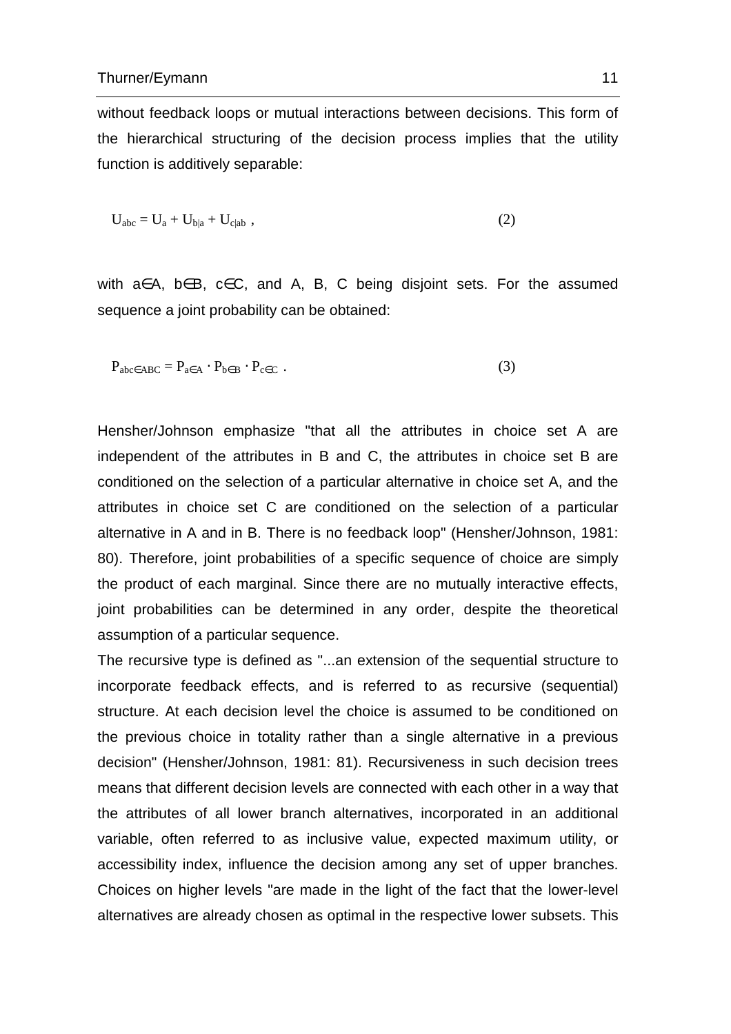without feedback loops or mutual interactions between decisions. This form of the hierarchical structuring of the decision process implies that the utility function is additively separable:

$$U_{abc} = U_a + U_{b|a} + U_{c|ab} \ , \qquad (2)$$

with $a \in A$, $b \in B$, $c \in C$, and A, B, C being disjoint sets. For the assumed sequence a joint probability can be obtained:

$$P_{abc \in ABC} = P_{a \in A} \cdot P_{b \in B} \cdot P_{c \in C} \ . \qquad (3)$$

Hensher/Johnson emphasize "that all the attributes in choice set A are independent of the attributes in B and C, the attributes in choice set B are conditioned on the selection of a particular alternative in choice set A, and the attributes in choice set C are conditioned on the selection of a particular alternative in A and in B. There is no feedback loop" (Hensher/Johnson, 1981: 80). Therefore, joint probabilities of a specific sequence of choice are simply the product of each marginal. Since there are no mutually interactive effects, joint probabilities can be determined in any order, despite the theoretical assumption of a particular sequence.

The recursive type is defined as "...an extension of the sequential structure to incorporate feedback effects, and is referred to as recursive (sequential) structure. At each decision level the choice is assumed to be conditioned on the previous choice in totality rather than a single alternative in a previous decision" (Hensher/Johnson, 1981: 81). Recursiveness in such decision trees means that different decision levels are connected with each other in a way that the attributes of all lower branch alternatives, incorporated in an additional variable, often referred to as inclusive value, expected maximum utility, or accessibility index, influence the decision among any set of upper branches. Choices on higher levels "are made in the light of the fact that the lower-level alternatives are already chosen as optimal in the respective lower subsets. This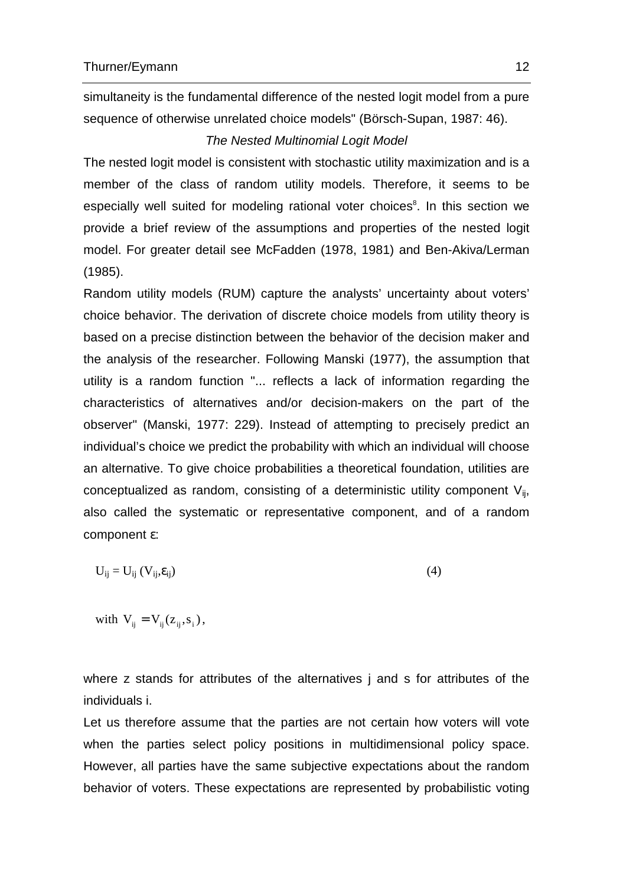simultaneity is the fundamental difference of the nested logit model from a pure sequence of otherwise unrelated choice models" (Börsch-Supan, 1987: 46).

### *The Nested Multinomial Logit Model*

The nested logit model is consistent with stochastic utility maximization and is a member of the class of random utility models. Therefore, it seems to be especially well suited for modeling rational voter choices[8]. In this section we provide a brief review of the assumptions and properties of the nested logit model. For greater detail see McFadden (1978, 1981) and Ben-Akiva/Lerman (1985).

Random utility models (RUM) capture the analysts' uncertainty about voters' choice behavior. The derivation of discrete choice models from utility theory is based on a precise distinction between the behavior of the decision maker and the analysis of the researcher. Following Manski (1977), the assumption that utility is a random function "... reflects a lack of information regarding the characteristics of alternatives and/or decision-makers on the part of the observer" (Manski, 1977: 229). Instead of attempting to precisely predict an individual's choice we predict the probability with which an individual will choose an alternative. To give choice probabilities a theoretical foundation, utilities are conceptualized as random, consisting of a deterministic utility component $V_{ij}$, also called the systematic or representative component, and of a random component ε:

$$U_{ij} = U_{ij}\,(V_{ij},\varepsilon_{ij}) \tag{4}$$

with $V_{ij} = V_{ij}(z_{ij}, s_i)$,

where z stands for attributes of the alternatives j and s for attributes of the individuals i.

Let us therefore assume that the parties are not certain how voters will vote when the parties select policy positions in multidimensional policy space. However, all parties have the same subjective expectations about the random behavior of voters. These expectations are represented by probabilistic voting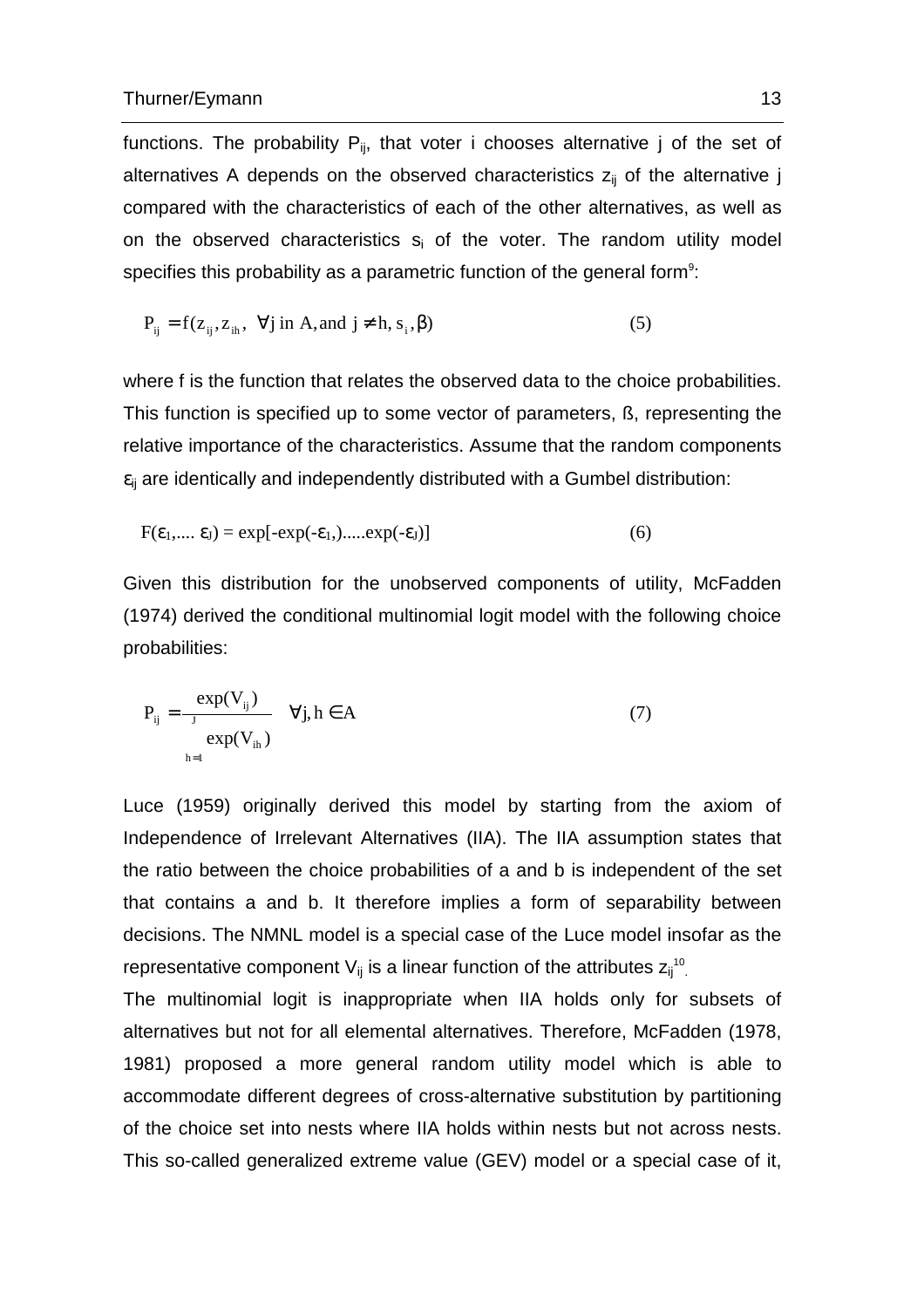functions. The probability $P_{ij}$, that voter i chooses alternative j of the set of alternatives A depends on the observed characteristics $z_{ij}$ of the alternative j compared with the characteristics of each of the other alternatives, as well as on the observed characteristics $s_i$ of the voter. The random utility model specifies this probability as a parametric function of the general form[9]:

$$P_{ij} = f(z_{ij}, z_{ih}, \ \forall j \text{ in A, and } j \neq h, s_i, \beta) \tag{5}$$

where f is the function that relates the observed data to the choice probabilities. This function is specified up to some vector of parameters, ß, representing the relative importance of the characteristics. Assume that the random components $\varepsilon_{ij}$ are identically and independently distributed with a Gumbel distribution:

$$F(\varepsilon_1, .... \varepsilon_J) = \exp[-\exp(-\varepsilon_1,).....\exp(-\varepsilon_J)] \tag{6}$$

Given this distribution for the unobserved components of utility, McFadden (1974) derived the conditional multinomial logit model with the following choice probabilities:

$$P_{ij} = \frac{\exp(V_{ij})}{\sum_{h=1}^{J} \exp(V_{ih})} \quad \forall j, h \in A \tag{7}$$

Luce (1959) originally derived this model by starting from the axiom of Independence of Irrelevant Alternatives (IIA). The IIA assumption states that the ratio between the choice probabilities of a and b is independent of the set that contains a and b. It therefore implies a form of separability between decisions. The NMNL model is a special case of the Luce model insofar as the representative component $V_{ij}$ is a linear function of the attributes $z_{ij}$[10].

The multinomial logit is inappropriate when IIA holds only for subsets of alternatives but not for all elemental alternatives. Therefore, McFadden (1978, 1981) proposed a more general random utility model which is able to accommodate different degrees of cross-alternative substitution by partitioning of the choice set into nests where IIA holds within nests but not across nests. This so-called generalized extreme value (GEV) model or a special case of it,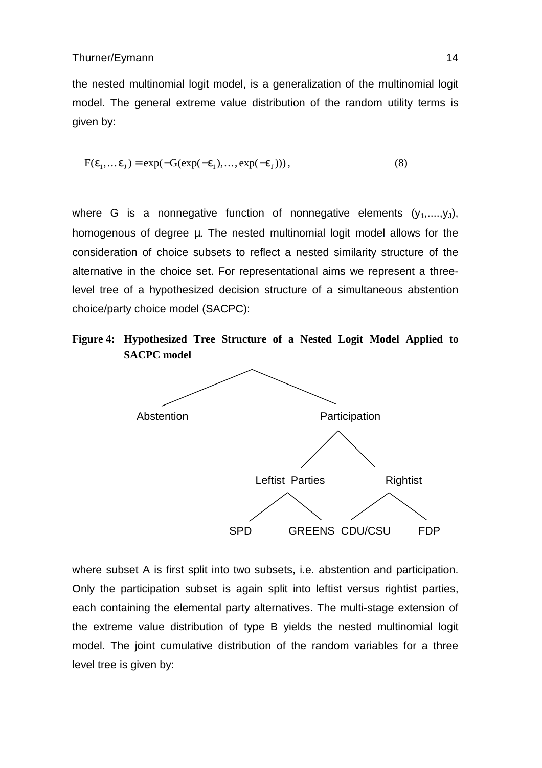the nested multinomial logit model, is a generalization of the multinomial logit model. The general extreme value distribution of the random utility terms is given by:

$$F(\varepsilon_1, \ldots \varepsilon_J) = \exp(-G(\exp(-\varepsilon_1), \ldots, \exp(-\varepsilon_J))), \qquad (8)$$

where G is a nonnegative function of nonnegative elements $(y_1, \ldots, y_J)$, homogenous of degree $\mu$. The nested multinomial logit model allows for the consideration of choice subsets to reflect a nested similarity structure of the alternative in the choice set. For representational aims we represent a three-level tree of a hypothesized decision structure of a simultaneous abstention choice/party choice model (SACPC):

**Figure 4: Hypothesized Tree Structure of a Nested Logit Model Applied to SACPC model**

- Abstention
- Participation
  - Leftist Parties
    - SPD
    - GREENS
  - Rightist
    - CDU/CSU
    - FDP

where subset A is first split into two subsets, i.e. abstention and participation. Only the participation subset is again split into leftist versus rightist parties, each containing the elemental party alternatives. The multi-stage extension of the extreme value distribution of type B yields the nested multinomial logit model. The joint cumulative distribution of the random variables for a three level tree is given by: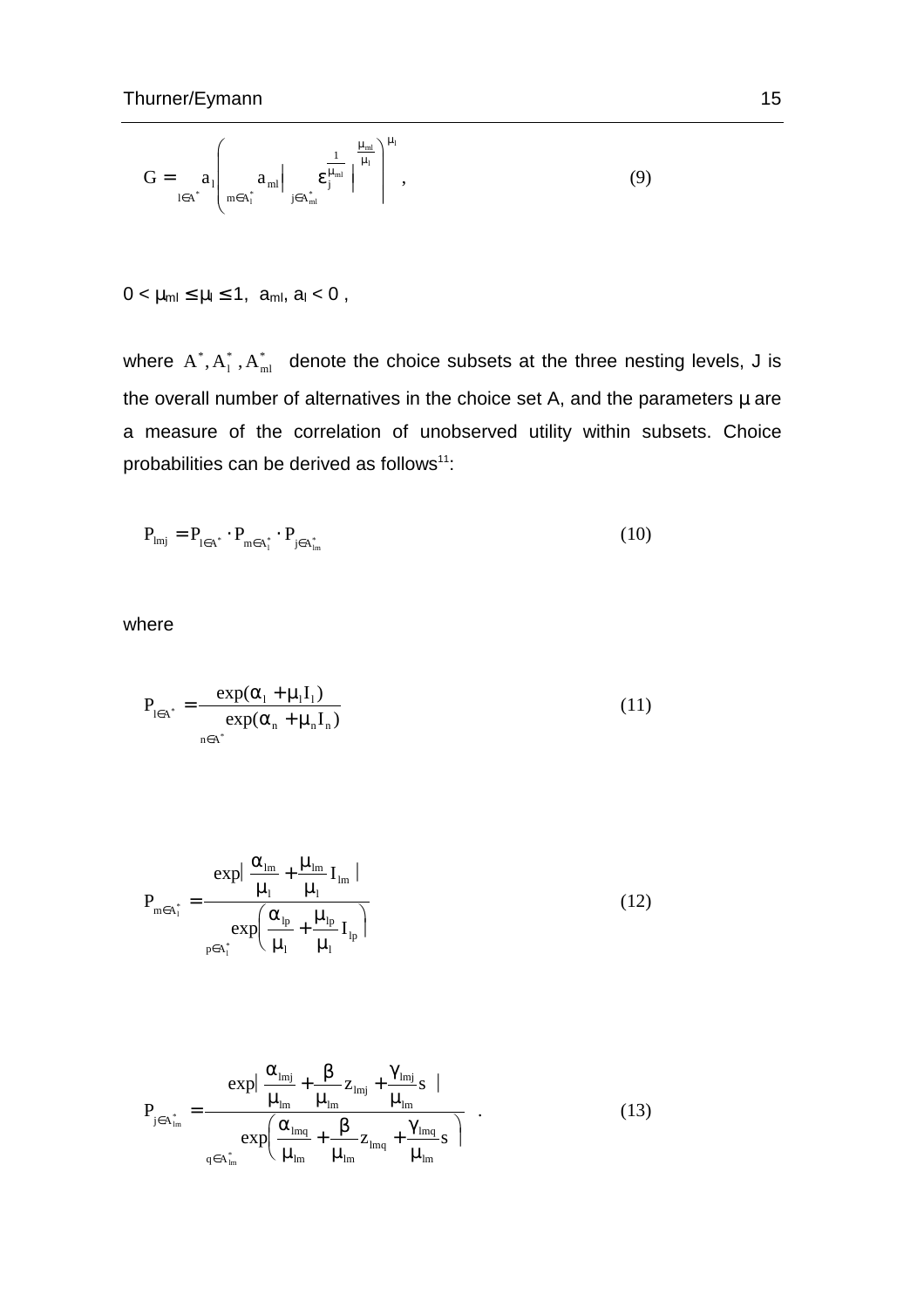$$G = \sum_{l \in A^*} a_l \left( \sum_{m \in A_l^*} a_{ml} \left( \sum_{j \in A_{ml}^*} \varepsilon_j^{\frac{1}{\mu_{ml}}} \right)^{\frac{\mu_{ml}}{\mu_l}} \right)^{\mu_l}, \tag{9}$$

$0 < \mu_{ml} \leq \mu_l \leq 1$, $a_{ml}, a_l < 0$ ,

where $A^*, A_l^*, A_{ml}^*$ denote the choice subsets at the three nesting levels, J is the overall number of alternatives in the choice set A, and the parameters $\mu$ are a measure of the correlation of unobserved utility within subsets. Choice probabilities can be derived as follows[11]:

$$P_{lmj} = P_{l \in A^*} \cdot P_{m \in A_l^*} \cdot P_{j \in A_{lm}^*} \tag{10}$$

where

$$P_{l \in A^*} = \frac{\exp(\alpha_l + \mu_l I_l)}{\sum_{n \in A^*} \exp(\alpha_n + \mu_n I_n)} \tag{11}$$

$$P_{m \in A_l^*} = \frac{\exp\left( \frac{\alpha_{lm}}{\mu_l} + \frac{\mu_{lm}}{\mu_l} I_{lm} \right)}{\sum_{p \in A_l^*} \exp\left( \frac{\alpha_{lp}}{\mu_l} + \frac{\mu_{lp}}{\mu_l} I_{lp} \right)} \tag{12}$$

$$P_{j \in A_{lm}^*} = \frac{\exp\left( \frac{\alpha_{lmj}}{\mu_{lm}} + \frac{\beta}{\mu_{lm}} z_{lmj} + \frac{\gamma_{lmj}}{\mu_{lm}} s \right)}{\sum_{q \in A_{lm}^*} \exp\left( \frac{\alpha_{lmq}}{\mu_{lm}} + \frac{\beta}{\mu_{lm}} z_{lmq} + \frac{\gamma_{lmq}}{\mu_{lm}} s \right)} \ . \tag{13}$$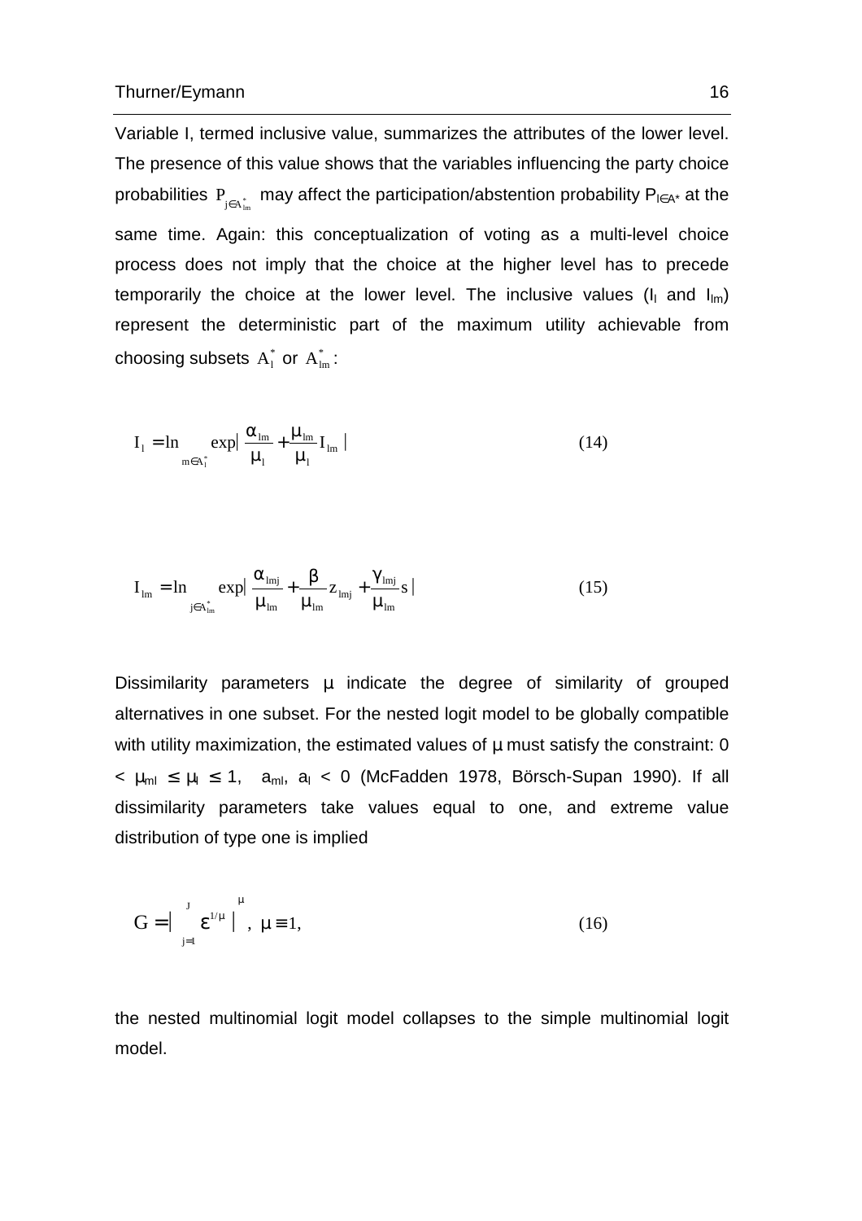Variable I, termed inclusive value, summarizes the attributes of the lower level. The presence of this value shows that the variables influencing the party choice probabilities $P_{j \in A^*_{lm}}$ may affect the participation/abstention probability $P_{l \in A^*}$ at the same time. Again: this conceptualization of voting as a multi-level choice process does not imply that the choice at the higher level has to precede temporarily the choice at the lower level. The inclusive values ($I_l$ and $I_{lm}$) represent the deterministic part of the maximum utility achievable from choosing subsets $A^*_l$ or $A^*_{lm}$:

$$I_l = \ln \sum_{m \in A^*_l} \exp\left( \frac{\alpha_{lm}}{\mu_l} + \frac{\mu_{lm}}{\mu_l} I_{lm} \right) \tag{14}$$

$$I_{lm} = \ln \sum_{j \in A^*_{lm}} \exp\left( \frac{\alpha_{lmj}}{\mu_{lm}} + \frac{\beta}{\mu_{lm}} z_{lmj} + \frac{\gamma_{lmj}}{\mu_{lm}} s \right) \tag{15}$$

Dissimilarity parameters $\mu$ indicate the degree of similarity of grouped alternatives in one subset. For the nested logit model to be globally compatible with utility maximization, the estimated values of $\mu$ must satisfy the constraint: $0 < \mu_{ml} \leq \mu_l \leq 1$, $a_{ml}$, $a_l < 0$ (McFadden 1978, Börsch-Supan 1990). If all dissimilarity parameters take values equal to one, and extreme value distribution of type one is implied

$$G = \left( \sum_{j=1}^{J} \varepsilon^{1/\mu} \right)^{\mu}, \; \mu \equiv 1, \tag{16}$$

the nested multinomial logit model collapses to the simple multinomial logit model.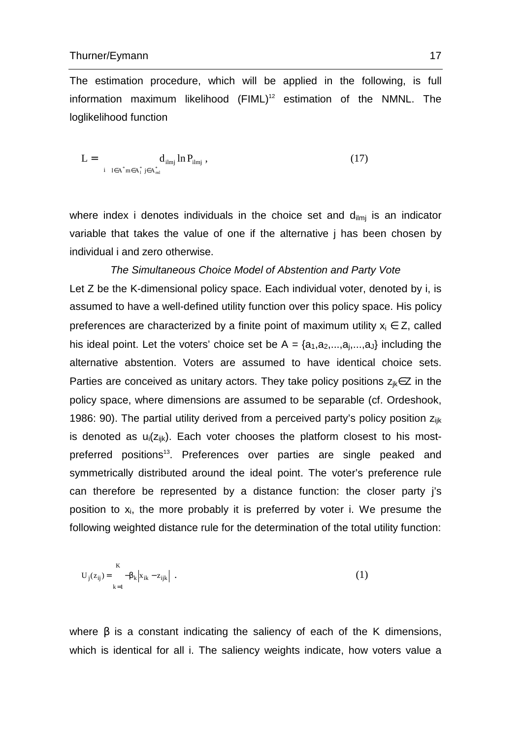The estimation procedure, which will be applied in the following, is full information maximum likelihood (FIML)[12] estimation of the NMNL. The loglikelihood function

$$L = \sum_{i} \sum_{l \in A^*} \sum_{m \in A_l^*} \sum_{j \in A_{ml}^*} d_{ilmj} \ln P_{ilmj} \,, \tag{17}$$

where index i denotes individuals in the choice set and $d_{ilmj}$ is an indicator variable that takes the value of one if the alternative j has been chosen by individual i and zero otherwise.

*The Simultaneous Choice Model of Abstention and Party Vote*

Let Z be the K-dimensional policy space. Each individual voter, denoted by i, is assumed to have a well-defined utility function over this policy space. His policy preferences are characterized by a finite point of maximum utility $x_i \in Z$, called his ideal point. Let the voters' choice set be $A = \{a_1, a_2, ..., a_j, ..., a_J\}$ including the alternative abstention. Voters are assumed to have identical choice sets. Parties are conceived as unitary actors. They take policy positions $z_{jk} \in Z$ in the policy space, where dimensions are assumed to be separable (cf. Ordeshook, 1986: 90). The partial utility derived from a perceived party's policy position $z_{ijk}$ is denoted as $u_i(z_{ijk})$. Each voter chooses the platform closest to his most-preferred positions[13]. Preferences over parties are single peaked and symmetrically distributed around the ideal point. The voter's preference rule can therefore be represented by a distance function: the closer party j's position to $x_i$, the more probably it is preferred by voter i. We presume the following weighted distance rule for the determination of the total utility function:

$$U_j(z_{ij}) = \sum_{k=1}^{K} -\beta_k \left| x_{ik} - z_{ijk} \right| \,. \tag{1}$$

where $\beta$ is a constant indicating the saliency of each of the K dimensions, which is identical for all i. The saliency weights indicate, how voters value a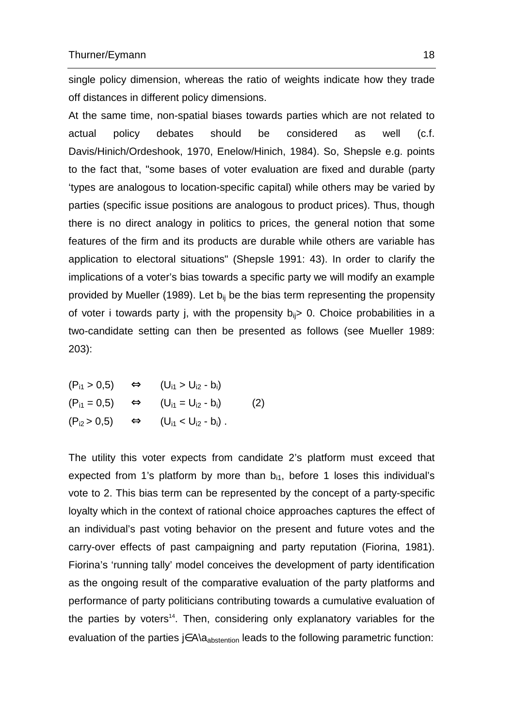single policy dimension, whereas the ratio of weights indicate how they trade off distances in different policy dimensions.

At the same time, non-spatial biases towards parties which are not related to actual policy debates should be considered as well (c.f. Davis/Hinich/Ordeshook, 1970, Enelow/Hinich, 1984). So, Shepsle e.g. points to the fact that, "some bases of voter evaluation are fixed and durable (party 'types are analogous to location-specific capital) while others may be varied by parties (specific issue positions are analogous to product prices). Thus, though there is no direct analogy in politics to prices, the general notion that some features of the firm and its products are durable while others are variable has application to electoral situations" (Shepsle 1991: 43). In order to clarify the implications of a voter's bias towards a specific party we will modify an example provided by Mueller (1989). Let $b_{ij}$ be the bias term representing the propensity of voter i towards party j, with the propensity $b_{ij} > 0$. Choice probabilities in a two-candidate setting can then be presented as follows (see Mueller 1989: 203):

$$
\begin{aligned}
(P_{i1} > 0{,}5) \quad &\Leftrightarrow \quad (U_{i1} > U_{i2} - b_i) \\
(P_{i1} = 0{,}5) \quad &\Leftrightarrow \quad (U_{i1} = U_{i2} - b_i) \qquad (2) \\
(P_{i2} > 0{,}5) \quad &\Leftrightarrow \quad (U_{i1} < U_{i2} - b_i) \,.
\end{aligned}
$$

The utility this voter expects from candidate 2's platform must exceed that expected from 1's platform by more than $b_{i1}$, before 1 loses this individual's vote to 2. This bias term can be represented by the concept of a party-specific loyalty which in the context of rational choice approaches captures the effect of an individual's past voting behavior on the present and future votes and the carry-over effects of past campaigning and party reputation (Fiorina, 1981). Fiorina's 'running tally' model conceives the development of party identification as the ongoing result of the comparative evaluation of the party platforms and performance of party politicians contributing towards a cumulative evaluation of the parties by voters[14]. Then, considering only explanatory variables for the evaluation of the parties $j \in A \backslash a_{abstention}$ leads to the following parametric function: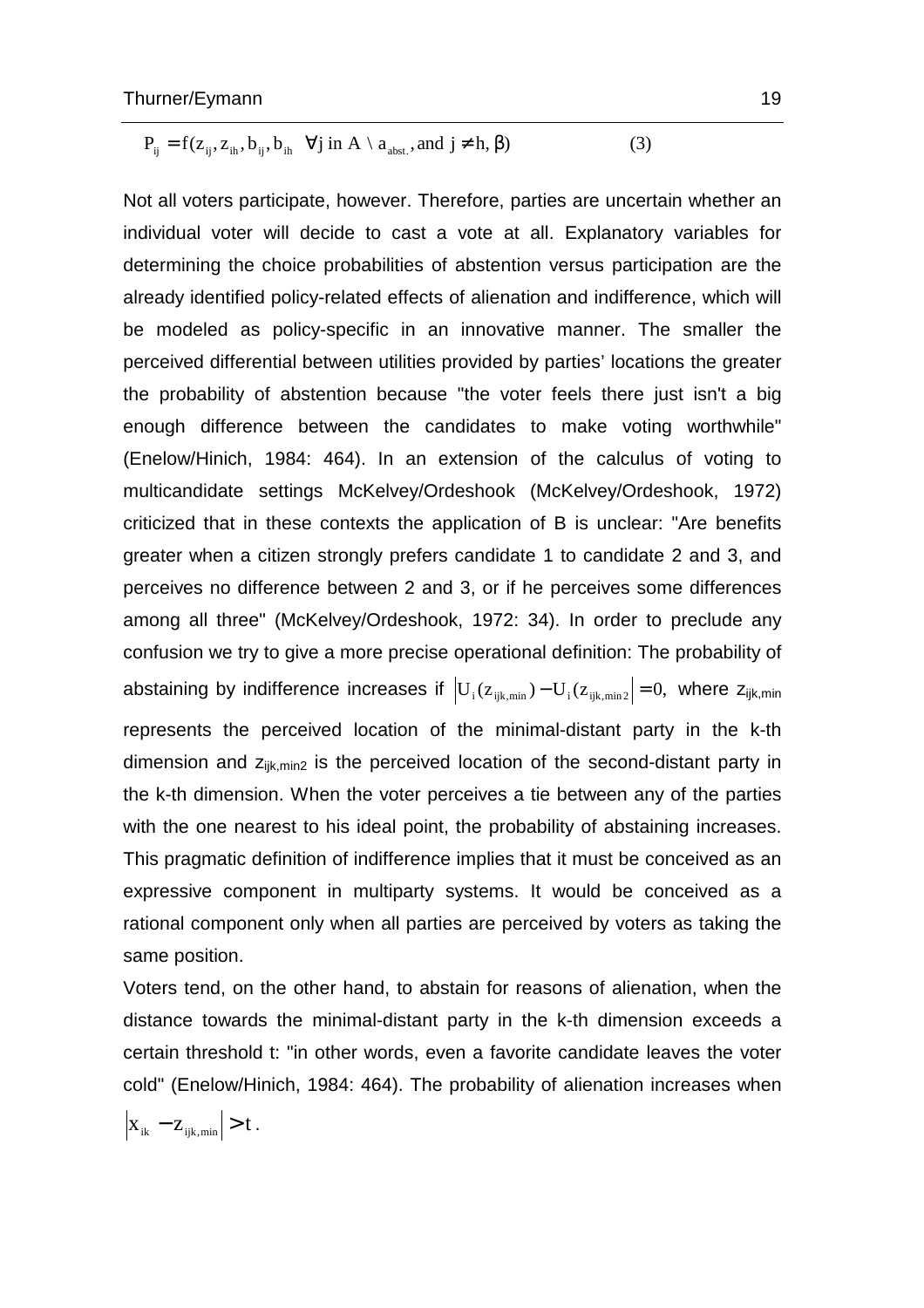$$P_{ij} = f(z_{ij}, z_{ih}, b_{ij}, b_{ih} \quad \forall j \text{ in } A \setminus a_{abst.}, \text{and } j \neq h, \beta) \qquad (3)$$

Not all voters participate, however. Therefore, parties are uncertain whether an individual voter will decide to cast a vote at all. Explanatory variables for determining the choice probabilities of abstention versus participation are the already identified policy-related effects of alienation and indifference, which will be modeled as policy-specific in an innovative manner. The smaller the perceived differential between utilities provided by parties' locations the greater the probability of abstention because "the voter feels there just isn't a big enough difference between the candidates to make voting worthwhile" (Enelow/Hinich, 1984: 464). In an extension of the calculus of voting to multicandidate settings McKelvey/Ordeshook (McKelvey/Ordeshook, 1972) criticized that in these contexts the application of B is unclear: "Are benefits greater when a citizen strongly prefers candidate 1 to candidate 2 and 3, and perceives no difference between 2 and 3, or if he perceives some differences among all three" (McKelvey/Ordeshook, 1972: 34). In order to preclude any confusion we try to give a more precise operational definition: The probability of abstaining by indifference increases if $\left|U_i(z_{ijk,\min}) - U_i(z_{ijk,\min 2})\right| = 0$, where $z_{ijk,\min}$ represents the perceived location of the minimal-distant party in the k-th dimension and $z_{ijk,\min 2}$ is the perceived location of the second-distant party in the k-th dimension. When the voter perceives a tie between any of the parties with the one nearest to his ideal point, the probability of abstaining increases. This pragmatic definition of indifference implies that it must be conceived as an expressive component in multiparty systems. It would be conceived as a rational component only when all parties are perceived by voters as taking the same position.

Voters tend, on the other hand, to abstain for reasons of alienation, when the distance towards the minimal-distant party in the k-th dimension exceeds a certain threshold t: "in other words, even a favorite candidate leaves the voter cold" (Enelow/Hinich, 1984: 464). The probability of alienation increases when $\left|x_{ik} - z_{ijk,\min}\right| > t$.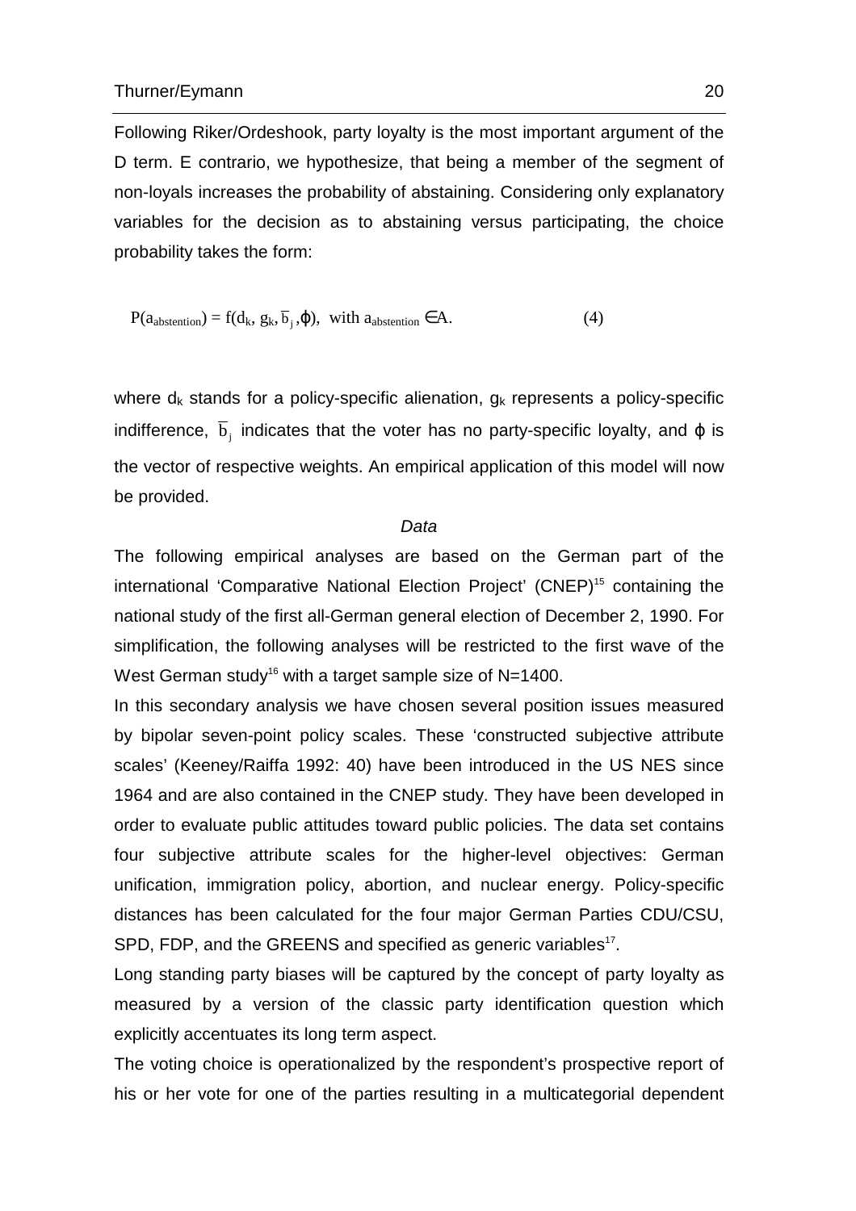Following Riker/Ordeshook, party loyalty is the most important argument of the D term. E contrario, we hypothesize, that being a member of the segment of non-loyals increases the probability of abstaining. Considering only explanatory variables for the decision as to abstaining versus participating, the choice probability takes the form:

$$P(a_{abstention}) = f(d_k, g_k, \overline{b}_j, \varphi), \text{ with } a_{abstention} \in A. \tag{4}$$

where $d_k$ stands for a policy-specific alienation, $g_k$ represents a policy-specific indifference, $\overline{b}_j$ indicates that the voter has no party-specific loyalty, and $\varphi$ is the vector of respective weights. An empirical application of this model will now be provided.

*Data*

The following empirical analyses are based on the German part of the international 'Comparative National Election Project' (CNEP)[15] containing the national study of the first all-German general election of December 2, 1990. For simplification, the following analyses will be restricted to the first wave of the West German study[16] with a target sample size of N=1400.

In this secondary analysis we have chosen several position issues measured by bipolar seven-point policy scales. These 'constructed subjective attribute scales' (Keeney/Raiffa 1992: 40) have been introduced in the US NES since 1964 and are also contained in the CNEP study. They have been developed in order to evaluate public attitudes toward public policies. The data set contains four subjective attribute scales for the higher-level objectives: German unification, immigration policy, abortion, and nuclear energy. Policy-specific distances has been calculated for the four major German Parties CDU/CSU, SPD, FDP, and the GREENS and specified as generic variables[17].

Long standing party biases will be captured by the concept of party loyalty as measured by a version of the classic party identification question which explicitly accentuates its long term aspect.

The voting choice is operationalized by the respondent's prospective report of his or her vote for one of the parties resulting in a multicategorial dependent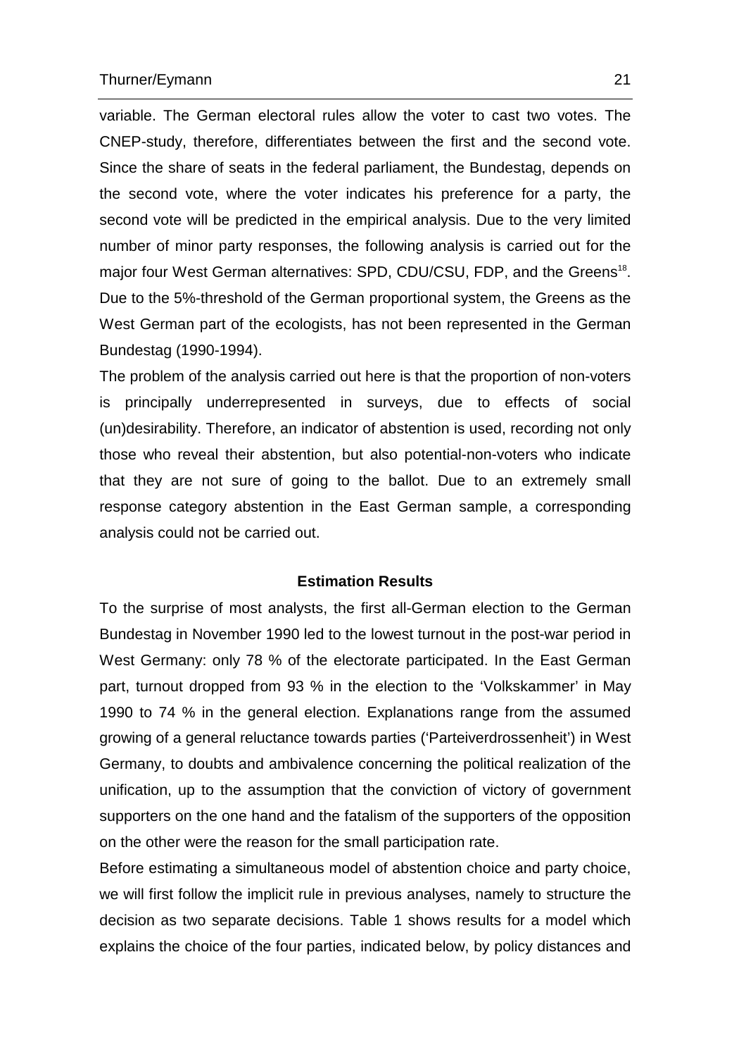variable. The German electoral rules allow the voter to cast two votes. The CNEP-study, therefore, differentiates between the first and the second vote. Since the share of seats in the federal parliament, the Bundestag, depends on the second vote, where the voter indicates his preference for a party, the second vote will be predicted in the empirical analysis. Due to the very limited number of minor party responses, the following analysis is carried out for the major four West German alternatives: SPD, CDU/CSU, FDP, and the Greens[18]. Due to the 5%-threshold of the German proportional system, the Greens as the West German part of the ecologists, has not been represented in the German Bundestag (1990-1994).

The problem of the analysis carried out here is that the proportion of non-voters is principally underrepresented in surveys, due to effects of social (un)desirability. Therefore, an indicator of abstention is used, recording not only those who reveal their abstention, but also potential-non-voters who indicate that they are not sure of going to the ballot. Due to an extremely small response category abstention in the East German sample, a corresponding analysis could not be carried out.

## Estimation Results

To the surprise of most analysts, the first all-German election to the German Bundestag in November 1990 led to the lowest turnout in the post-war period in West Germany: only 78 % of the electorate participated. In the East German part, turnout dropped from 93 % in the election to the 'Volkskammer' in May 1990 to 74 % in the general election. Explanations range from the assumed growing of a general reluctance towards parties ('Parteiverdrossenheit') in West Germany, to doubts and ambivalence concerning the political realization of the unification, up to the assumption that the conviction of victory of government supporters on the one hand and the fatalism of the supporters of the opposition on the other were the reason for the small participation rate.

Before estimating a simultaneous model of abstention choice and party choice, we will first follow the implicit rule in previous analyses, namely to structure the decision as two separate decisions. Table 1 shows results for a model which explains the choice of the four parties, indicated below, by policy distances and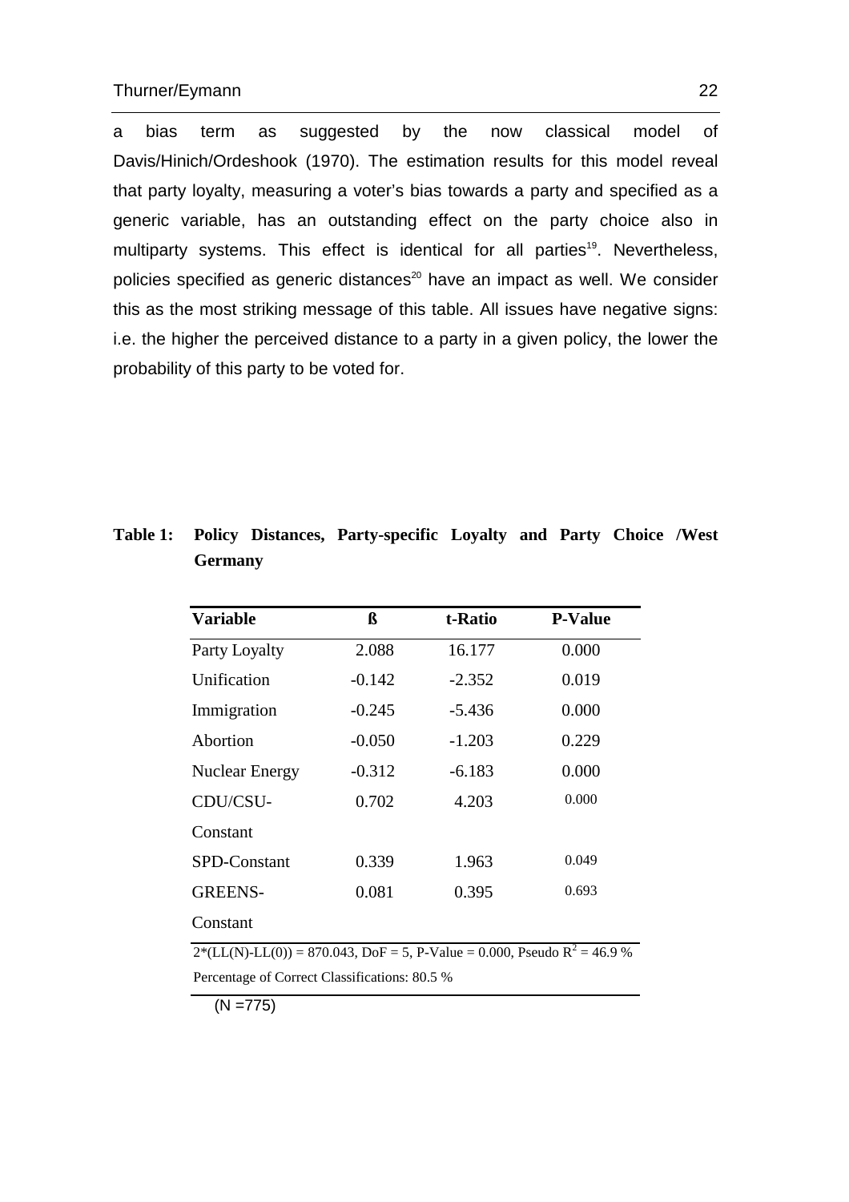a bias term as suggested by the now classical model of Davis/Hinich/Ordeshook (1970). The estimation results for this model reveal that party loyalty, measuring a voter's bias towards a party and specified as a generic variable, has an outstanding effect on the party choice also in multiparty systems. This effect is identical for all parties[19]. Nevertheless, policies specified as generic distances[20] have an impact as well. We consider this as the most striking message of this table. All issues have negative signs: i.e. the higher the perceived distance to a party in a given policy, the lower the probability of this party to be voted for.

**Table 1: Policy Distances, Party-specific Loyalty and Party Choice /West Germany**

| Variable | ß | t-Ratio | P-Value |
|---|---|---|---|
| Party Loyalty | 2.088 | 16.177 | 0.000 |
| Unification | -0.142 | -2.352 | 0.019 |
| Immigration | -0.245 | -5.436 | 0.000 |
| Abortion | -0.050 | -1.203 | 0.229 |
| Nuclear Energy | -0.312 | -6.183 | 0.000 |
| CDU/CSU-Constant | 0.702 | 4.203 | 0.000 |
| SPD-Constant | 0.339 | 1.963 | 0.049 |
| GREENS-Constant | 0.081 | 0.395 | 0.693 |

2*(LL(N)-LL(0)) = 870.043, DoF = 5, P-Value = 0.000, Pseudo $R^2$ = 46.9 %

Percentage of Correct Classifications: 80.5 %

(N =775)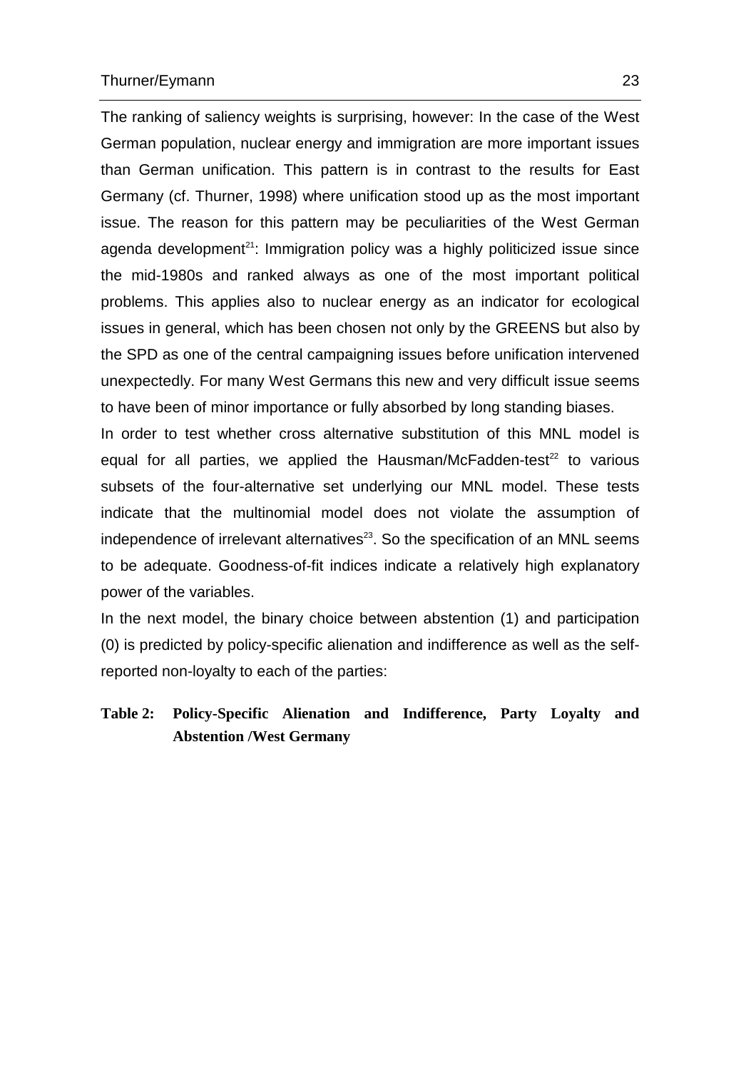The ranking of saliency weights is surprising, however: In the case of the West German population, nuclear energy and immigration are more important issues than German unification. This pattern is in contrast to the results for East Germany (cf. Thurner, 1998) where unification stood up as the most important issue. The reason for this pattern may be peculiarities of the West German agenda development[21]: Immigration policy was a highly politicized issue since the mid-1980s and ranked always as one of the most important political problems. This applies also to nuclear energy as an indicator for ecological issues in general, which has been chosen not only by the GREENS but also by the SPD as one of the central campaigning issues before unification intervened unexpectedly. For many West Germans this new and very difficult issue seems to have been of minor importance or fully absorbed by long standing biases.

In order to test whether cross alternative substitution of this MNL model is equal for all parties, we applied the Hausman/McFadden-test[22] to various subsets of the four-alternative set underlying our MNL model. These tests indicate that the multinomial model does not violate the assumption of independence of irrelevant alternatives[23]. So the specification of an MNL seems to be adequate. Goodness-of-fit indices indicate a relatively high explanatory power of the variables.

In the next model, the binary choice between abstention (1) and participation (0) is predicted by policy-specific alienation and indifference as well as the self-reported non-loyalty to each of the parties:

**Table 2: Policy-Specific Alienation and Indifference, Party Loyalty and Abstention /West Germany**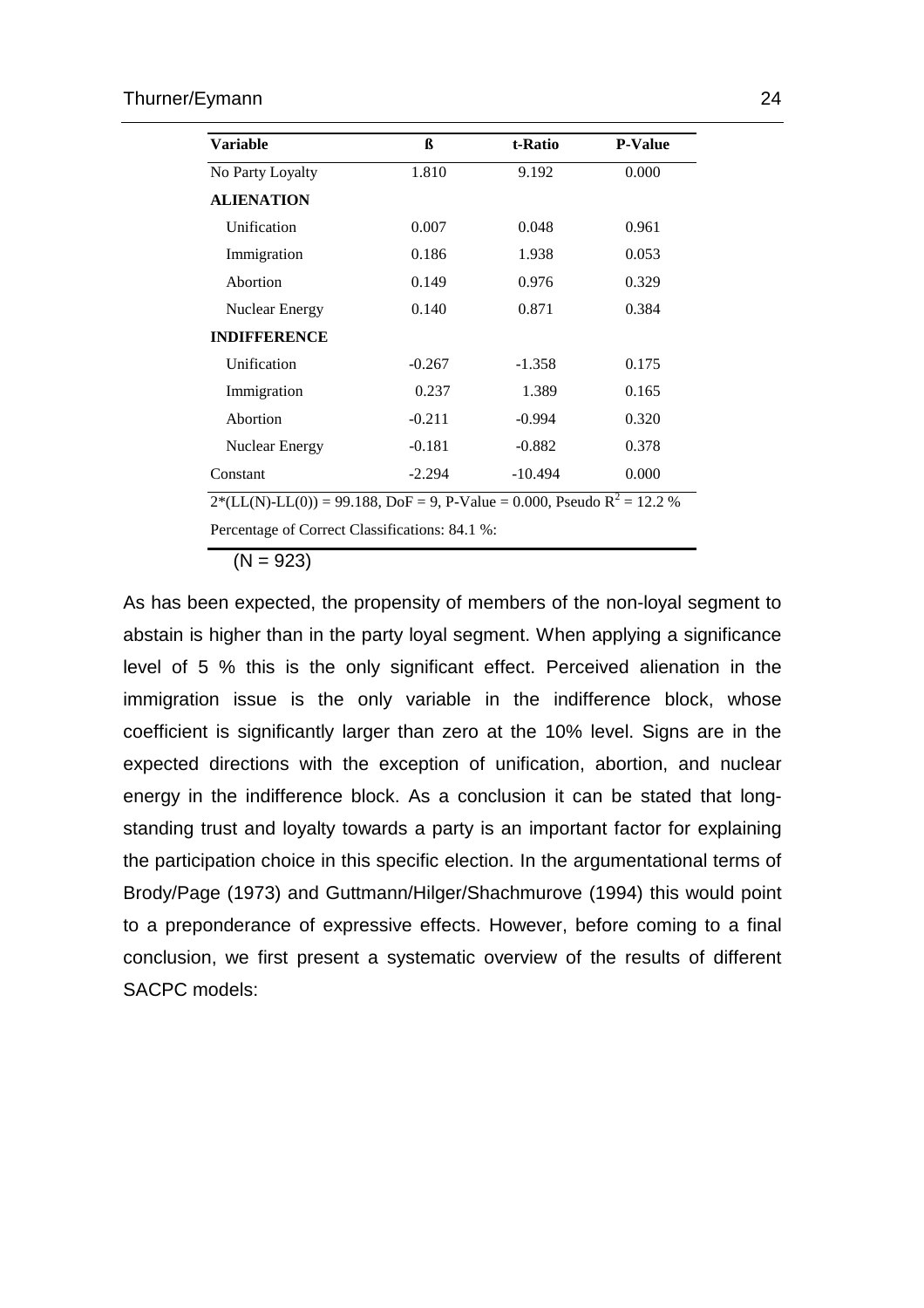| Variable | ß | t-Ratio | P-Value |
|---|---|---|---|
| No Party Loyalty | 1.810 | 9.192 | 0.000 |
| **ALIENATION** | | | |
| Unification | 0.007 | 0.048 | 0.961 |
| Immigration | 0.186 | 1.938 | 0.053 |
| Abortion | 0.149 | 0.976 | 0.329 |
| Nuclear Energy | 0.140 | 0.871 | 0.384 |
| **INDIFFERENCE** | | | |
| Unification | -0.267 | -1.358 | 0.175 |
| Immigration | 0.237 | 1.389 | 0.165 |
| Abortion | -0.211 | -0.994 | 0.320 |
| Nuclear Energy | -0.181 | -0.882 | 0.378 |
| Constant | -2.294 | -10.494 | 0.000 |

2*(LL(N)-LL(0)) = 99.188, DoF = 9, P-Value = 0.000, Pseudo $R^2$ = 12.2 %

Percentage of Correct Classifications: 84.1 %:

(N = 923)

As has been expected, the propensity of members of the non-loyal segment to abstain is higher than in the party loyal segment. When applying a significance level of 5 % this is the only significant effect. Perceived alienation in the immigration issue is the only variable in the indifference block, whose coefficient is significantly larger than zero at the 10% level. Signs are in the expected directions with the exception of unification, abortion, and nuclear energy in the indifference block. As a conclusion it can be stated that long-standing trust and loyalty towards a party is an important factor for explaining the participation choice in this specific election. In the argumentational terms of Brody/Page (1973) and Guttmann/Hilger/Shachmurove (1994) this would point to a preponderance of expressive effects. However, before coming to a final conclusion, we first present a systematic overview of the results of different SACPC models: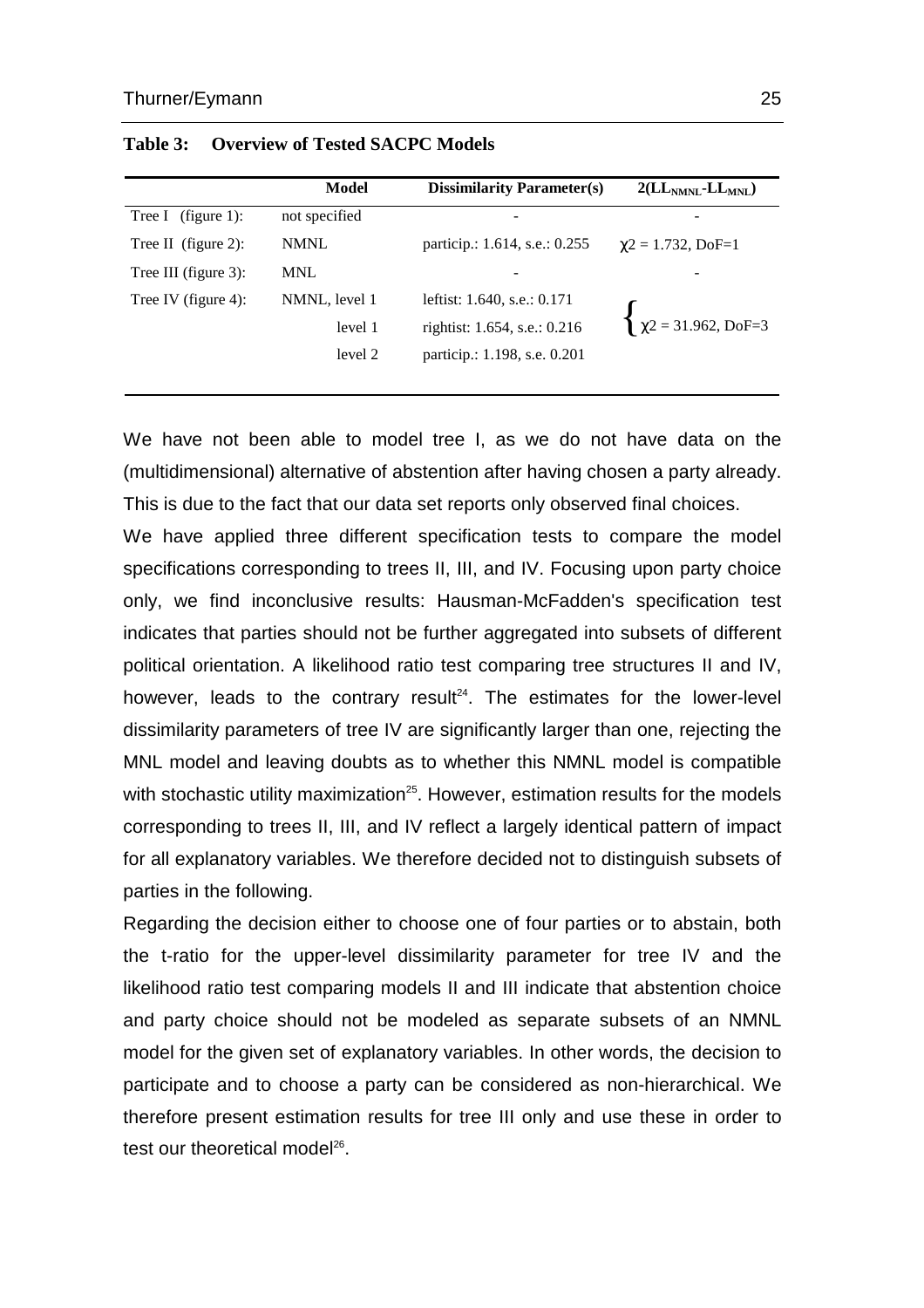**Table 3: Overview of Tested SACPC Models**

| | Model | Dissimilarity Parameter(s) | $2(LL_{NMNL}-LL_{MNL})$ |
|---|---|---|---|
| Tree I (figure 1): | not specified | - | - |
| Tree II (figure 2): | NMNL | particip.: 1.614, s.e.: 0.255 | $\chi 2 = 1.732$, DoF=1 |
| Tree III (figure 3): | MNL | - | - |
| Tree IV (figure 4): | NMNL, level 1 | leftist: 1.640, s.e.: 0.171 | $\chi 2 = 31.962$, DoF=3 |
| | level 1 | rightist: 1.654, s.e.: 0.216 | |
| | level 2 | particip.: 1.198, s.e. 0.201 | |

We have not been able to model tree I, as we do not have data on the (multidimensional) alternative of abstention after having chosen a party already. This is due to the fact that our data set reports only observed final choices.

We have applied three different specification tests to compare the model specifications corresponding to trees II, III, and IV. Focusing upon party choice only, we find inconclusive results: Hausman-McFadden's specification test indicates that parties should not be further aggregated into subsets of different political orientation. A likelihood ratio test comparing tree structures II and IV, however, leads to the contrary result[24]. The estimates for the lower-level dissimilarity parameters of tree IV are significantly larger than one, rejecting the MNL model and leaving doubts as to whether this NMNL model is compatible with stochastic utility maximization[25]. However, estimation results for the models corresponding to trees II, III, and IV reflect a largely identical pattern of impact for all explanatory variables. We therefore decided not to distinguish subsets of parties in the following.

Regarding the decision either to choose one of four parties or to abstain, both the t-ratio for the upper-level dissimilarity parameter for tree IV and the likelihood ratio test comparing models II and III indicate that abstention choice and party choice should not be modeled as separate subsets of an NMNL model for the given set of explanatory variables. In other words, the decision to participate and to choose a party can be considered as non-hierarchical. We therefore present estimation results for tree III only and use these in order to test our theoretical model[26].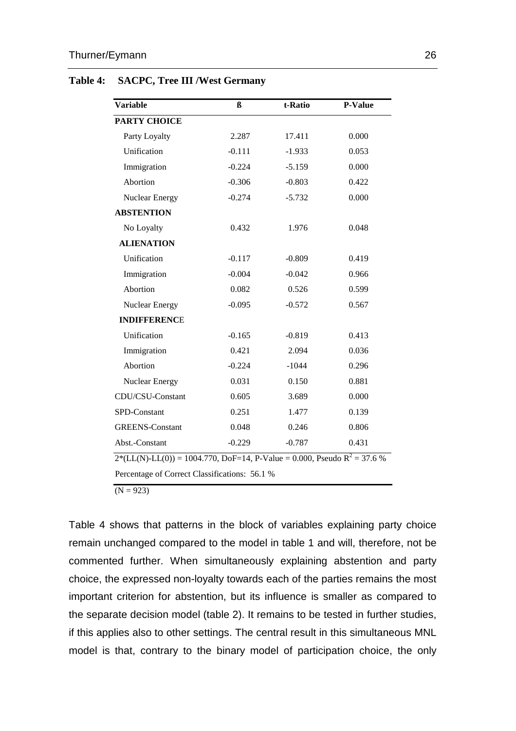**Table 4: SACPC, Tree III /West Germany**

| Variable | ß | t-Ratio | P-Value |
|---|---|---|---|
| **PARTY CHOICE** | | | |
| Party Loyalty | 2.287 | 17.411 | 0.000 |
| Unification | -0.111 | -1.933 | 0.053 |
| Immigration | -0.224 | -5.159 | 0.000 |
| Abortion | -0.306 | -0.803 | 0.422 |
| Nuclear Energy | -0.274 | -5.732 | 0.000 |
| **ABSTENTION** | | | |
| No Loyalty | 0.432 | 1.976 | 0.048 |
| **ALIENATION** | | | |
| Unification | -0.117 | -0.809 | 0.419 |
| Immigration | -0.004 | -0.042 | 0.966 |
| Abortion | 0.082 | 0.526 | 0.599 |
| Nuclear Energy | -0.095 | -0.572 | 0.567 |
| **INDIFFERENCE** | | | |
| Unification | -0.165 | -0.819 | 0.413 |
| Immigration | 0.421 | 2.094 | 0.036 |
| Abortion | -0.224 | -1044 | 0.296 |
| Nuclear Energy | 0.031 | 0.150 | 0.881 |
| CDU/CSU-Constant | 0.605 | 3.689 | 0.000 |
| SPD-Constant | 0.251 | 1.477 | 0.139 |
| GREENS-Constant | 0.048 | 0.246 | 0.806 |
| Abst.-Constant | -0.229 | -0.787 | 0.431 |
| $2*(LL(N)-LL(0)) = 1004.770$, DoF=14, P-Value = 0.000, Pseudo $R^2$ = 37.6 % | | | |
| Percentage of Correct Classifications: 56.1 % | | | |

(N = 923)

Table 4 shows that patterns in the block of variables explaining party choice remain unchanged compared to the model in table 1 and will, therefore, not be commented further. When simultaneously explaining abstention and party choice, the expressed non-loyalty towards each of the parties remains the most important criterion for abstention, but its influence is smaller as compared to the separate decision model (table 2). It remains to be tested in further studies, if this applies also to other settings. The central result in this simultaneous MNL model is that, contrary to the binary model of participation choice, the only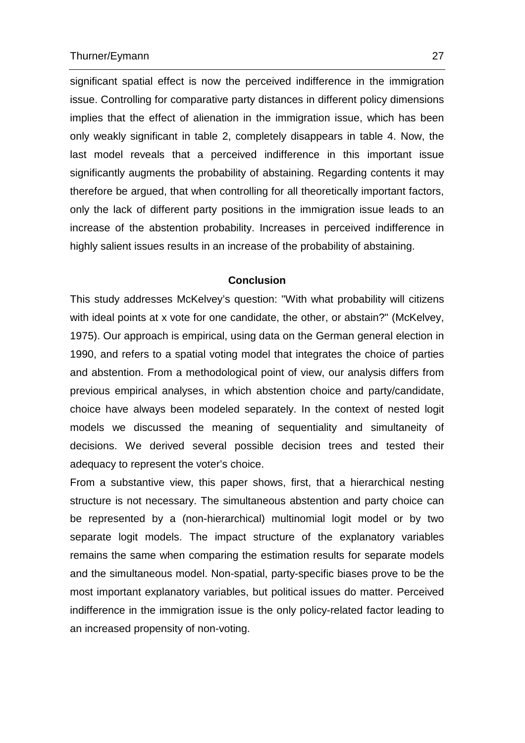significant spatial effect is now the perceived indifference in the immigration issue. Controlling for comparative party distances in different policy dimensions implies that the effect of alienation in the immigration issue, which has been only weakly significant in table 2, completely disappears in table 4. Now, the last model reveals that a perceived indifference in this important issue significantly augments the probability of abstaining. Regarding contents it may therefore be argued, that when controlling for all theoretically important factors, only the lack of different party positions in the immigration issue leads to an increase of the abstention probability. Increases in perceived indifference in highly salient issues results in an increase of the probability of abstaining.

## Conclusion

This study addresses McKelvey's question: "With what probability will citizens with ideal points at x vote for one candidate, the other, or abstain?" (McKelvey, 1975). Our approach is empirical, using data on the German general election in 1990, and refers to a spatial voting model that integrates the choice of parties and abstention. From a methodological point of view, our analysis differs from previous empirical analyses, in which abstention choice and party/candidate, choice have always been modeled separately. In the context of nested logit models we discussed the meaning of sequentiality and simultaneity of decisions. We derived several possible decision trees and tested their adequacy to represent the voter's choice.

From a substantive view, this paper shows, first, that a hierarchical nesting structure is not necessary. The simultaneous abstention and party choice can be represented by a (non-hierarchical) multinomial logit model or by two separate logit models. The impact structure of the explanatory variables remains the same when comparing the estimation results for separate models and the simultaneous model. Non-spatial, party-specific biases prove to be the most important explanatory variables, but political issues do matter. Perceived indifference in the immigration issue is the only policy-related factor leading to an increased propensity of non-voting.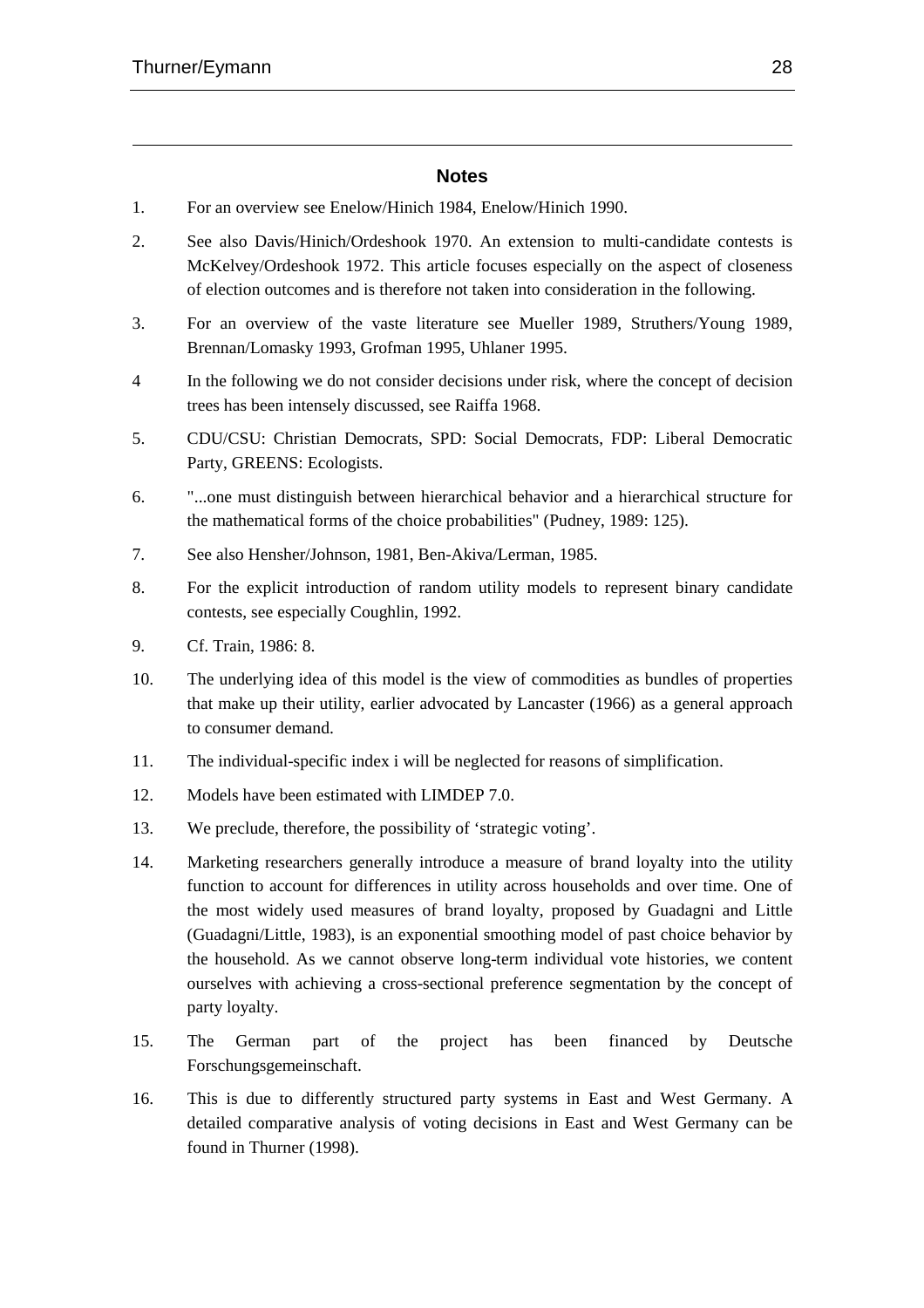## Notes

1. For an overview see Enelow/Hinich 1984, Enelow/Hinich 1990.
2. See also Davis/Hinich/Ordeshook 1970. An extension to multi-candidate contests is McKelvey/Ordeshook 1972. This article focuses especially on the aspect of closeness of election outcomes and is therefore not taken into consideration in the following.
3. For an overview of the vaste literature see Mueller 1989, Struthers/Young 1989, Brennan/Lomasky 1993, Grofman 1995, Uhlaner 1995.
4. In the following we do not consider decisions under risk, where the concept of decision trees has been intensely discussed, see Raiffa 1968.
5. CDU/CSU: Christian Democrats, SPD: Social Democrats, FDP: Liberal Democratic Party, GREENS: Ecologists.
6. "...one must distinguish between hierarchical behavior and a hierarchical structure for the mathematical forms of the choice probabilities" (Pudney, 1989: 125).
7. See also Hensher/Johnson, 1981, Ben-Akiva/Lerman, 1985.
8. For the explicit introduction of random utility models to represent binary candidate contests, see especially Coughlin, 1992.
9. Cf. Train, 1986: 8.
10. The underlying idea of this model is the view of commodities as bundles of properties that make up their utility, earlier advocated by Lancaster (1966) as a general approach to consumer demand.
11. The individual-specific index i will be neglected for reasons of simplification.
12. Models have been estimated with LIMDEP 7.0.
13. We preclude, therefore, the possibility of 'strategic voting'.
14. Marketing researchers generally introduce a measure of brand loyalty into the utility function to account for differences in utility across households and over time. One of the most widely used measures of brand loyalty, proposed by Guadagni and Little (Guadagni/Little, 1983), is an exponential smoothing model of past choice behavior by the household. As we cannot observe long-term individual vote histories, we content ourselves with achieving a cross-sectional preference segmentation by the concept of party loyalty.
15. The German part of the project has been financed by Deutsche Forschungsgemeinschaft.
16. This is due to differently structured party systems in East and West Germany. A detailed comparative analysis of voting decisions in East and West Germany can be found in Thurner (1998).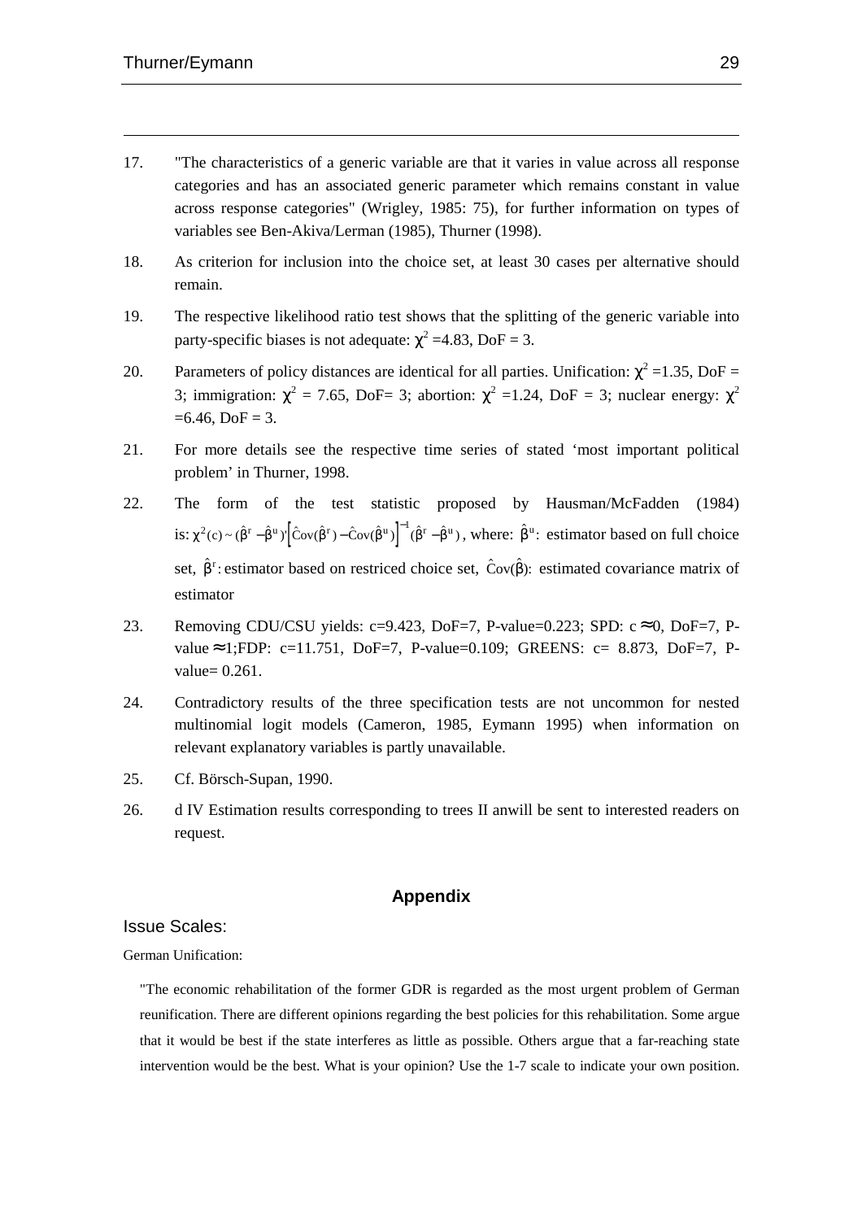17. "The characteristics of a generic variable are that it varies in value across all response categories and has an associated generic parameter which remains constant in value across response categories" (Wrigley, 1985: 75), for further information on types of variables see Ben-Akiva/Lerman (1985), Thurner (1998).

18. As criterion for inclusion into the choice set, at least 30 cases per alternative should remain.

19. The respective likelihood ratio test shows that the splitting of the generic variable into party-specific biases is not adequate: $\chi^2$ =4.83, DoF = 3.

20. Parameters of policy distances are identical for all parties. Unification: $\chi^2$ =1.35, DoF = 3; immigration: $\chi^2$ = 7.65, DoF= 3; abortion: $\chi^2$ =1.24, DoF = 3; nuclear energy: $\chi^2$ =6.46, DoF = 3.

21. For more details see the respective time series of stated 'most important political problem' in Thurner, 1998.

22. The form of the test statistic proposed by Hausman/McFadden (1984) is: $\chi^2(c) \sim (\hat{\beta}^r - \hat{\beta}^u)' \left[ \hat{C}ov(\hat{\beta}^r) - \hat{C}ov(\hat{\beta}^u) \right]^{-1} (\hat{\beta}^r - \hat{\beta}^u)$, where: $\hat{\beta}^u$: estimator based on full choice set, $\hat{\beta}^r$: estimator based on restriced choice set, $\hat{C}ov(\hat{\beta})$: estimated covariance matrix of estimator

23. Removing CDU/CSU yields: c=9.423, DoF=7, P-value=0.223; SPD: c $\approx$0, DoF=7, P-value $\approx$1;FDP: c=11.751, DoF=7, P-value=0.109; GREENS: c= 8.873, DoF=7, P-value= 0.261.

24. Contradictory results of the three specification tests are not uncommon for nested multinomial logit models (Cameron, 1985, Eymann 1995) when information on relevant explanatory variables is partly unavailable.

25. Cf. Börsch-Supan, 1990.

26. d IV Estimation results corresponding to trees II anwill be sent to interested readers on request.

## Appendix

### Issue Scales:

German Unification:

"The economic rehabilitation of the former GDR is regarded as the most urgent problem of German reunification. There are different opinions regarding the best policies for this rehabilitation. Some argue that it would be best if the state interferes as little as possible. Others argue that a far-reaching state intervention would be the best. What is your opinion? Use the 1-7 scale to indicate your own position.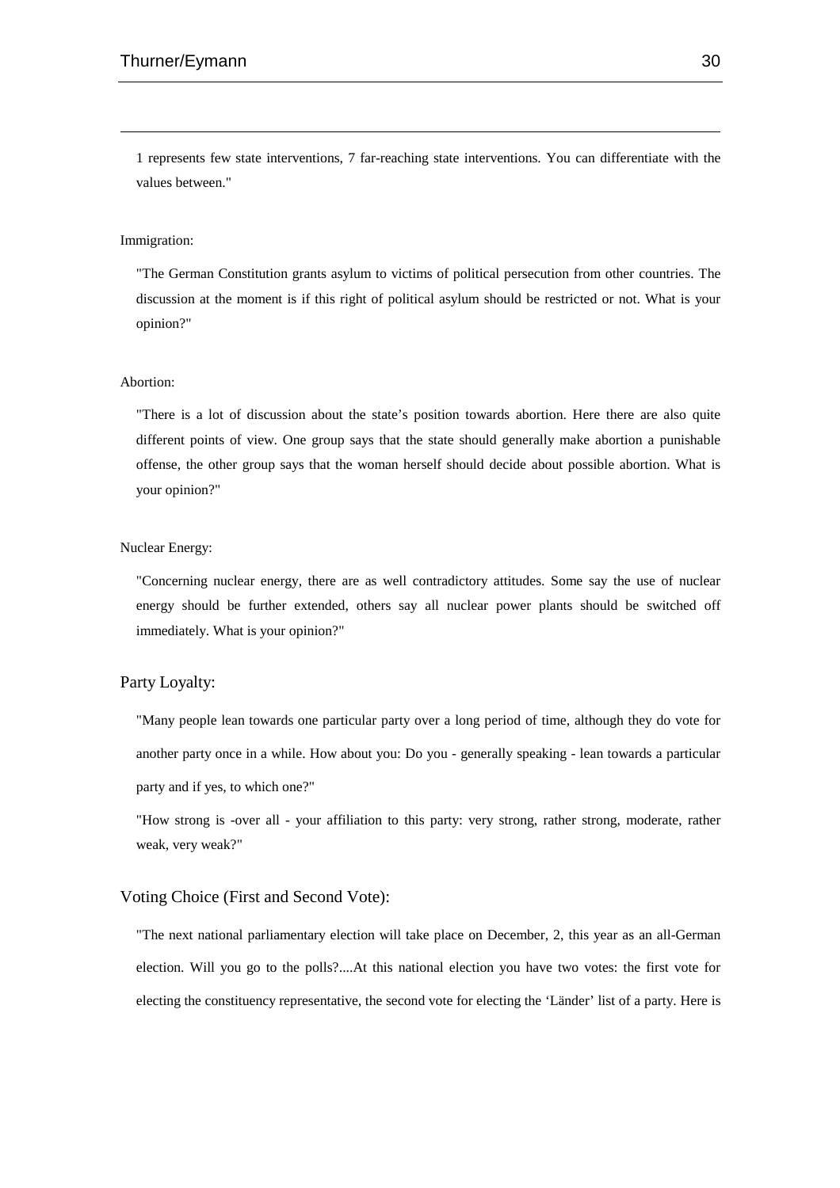1 represents few state interventions, 7 far-reaching state interventions. You can differentiate with the values between."

Immigration:

"The German Constitution grants asylum to victims of political persecution from other countries. The discussion at the moment is if this right of political asylum should be restricted or not. What is your opinion?"

Abortion:

"There is a lot of discussion about the state's position towards abortion. Here there are also quite different points of view. One group says that the state should generally make abortion a punishable offense, the other group says that the woman herself should decide about possible abortion. What is your opinion?"

Nuclear Energy:

"Concerning nuclear energy, there are as well contradictory attitudes. Some say the use of nuclear energy should be further extended, others say all nuclear power plants should be switched off immediately. What is your opinion?"

Party Loyalty:

"Many people lean towards one particular party over a long period of time, although they do vote for another party once in a while. How about you: Do you - generally speaking - lean towards a particular party and if yes, to which one?"

"How strong is -over all - your affiliation to this party: very strong, rather strong, moderate, rather weak, very weak?"

Voting Choice (First and Second Vote):

"The next national parliamentary election will take place on December, 2, this year as an all-German election. Will you go to the polls?....At this national election you have two votes: the first vote for electing the constituency representative, the second vote for electing the 'Länder' list of a party. Here is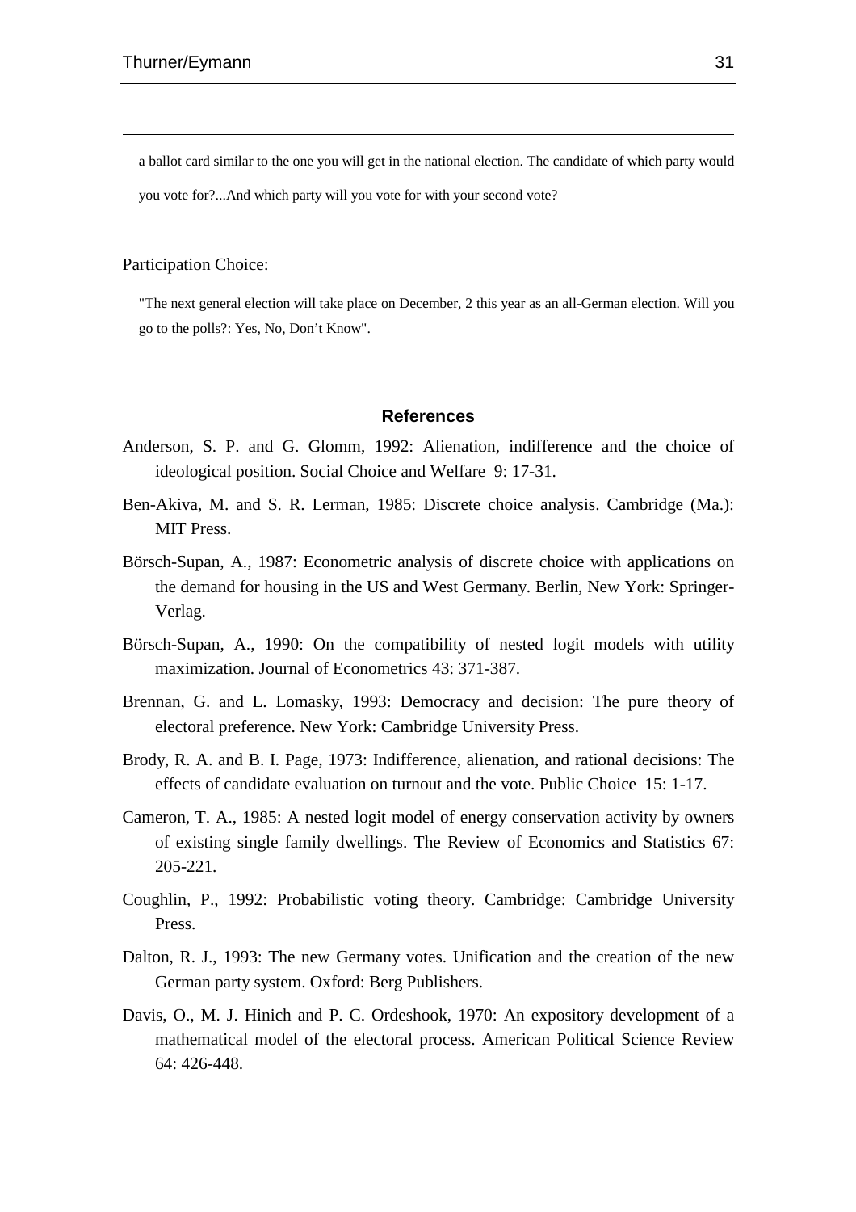a ballot card similar to the one you will get in the national election. The candidate of which party would you vote for?...And which party will you vote for with your second vote?

Participation Choice:

"The next general election will take place on December, 2 this year as an all-German election. Will you go to the polls?: Yes, No, Don't Know".

## References

Anderson, S. P. and G. Glomm, 1992: Alienation, indifference and the choice of ideological position. Social Choice and Welfare 9: 17-31.

Ben-Akiva, M. and S. R. Lerman, 1985: Discrete choice analysis. Cambridge (Ma.): MIT Press.

Börsch-Supan, A., 1987: Econometric analysis of discrete choice with applications on the demand for housing in the US and West Germany. Berlin, New York: Springer-Verlag.

Börsch-Supan, A., 1990: On the compatibility of nested logit models with utility maximization. Journal of Econometrics 43: 371-387.

Brennan, G. and L. Lomasky, 1993: Democracy and decision: The pure theory of electoral preference. New York: Cambridge University Press.

Brody, R. A. and B. I. Page, 1973: Indifference, alienation, and rational decisions: The effects of candidate evaluation on turnout and the vote. Public Choice 15: 1-17.

Cameron, T. A., 1985: A nested logit model of energy conservation activity by owners of existing single family dwellings. The Review of Economics and Statistics 67: 205-221.

Coughlin, P., 1992: Probabilistic voting theory. Cambridge: Cambridge University Press.

Dalton, R. J., 1993: The new Germany votes. Unification and the creation of the new German party system. Oxford: Berg Publishers.

Davis, O., M. J. Hinich and P. C. Ordeshook, 1970: An expository development of a mathematical model of the electoral process. American Political Science Review 64: 426-448.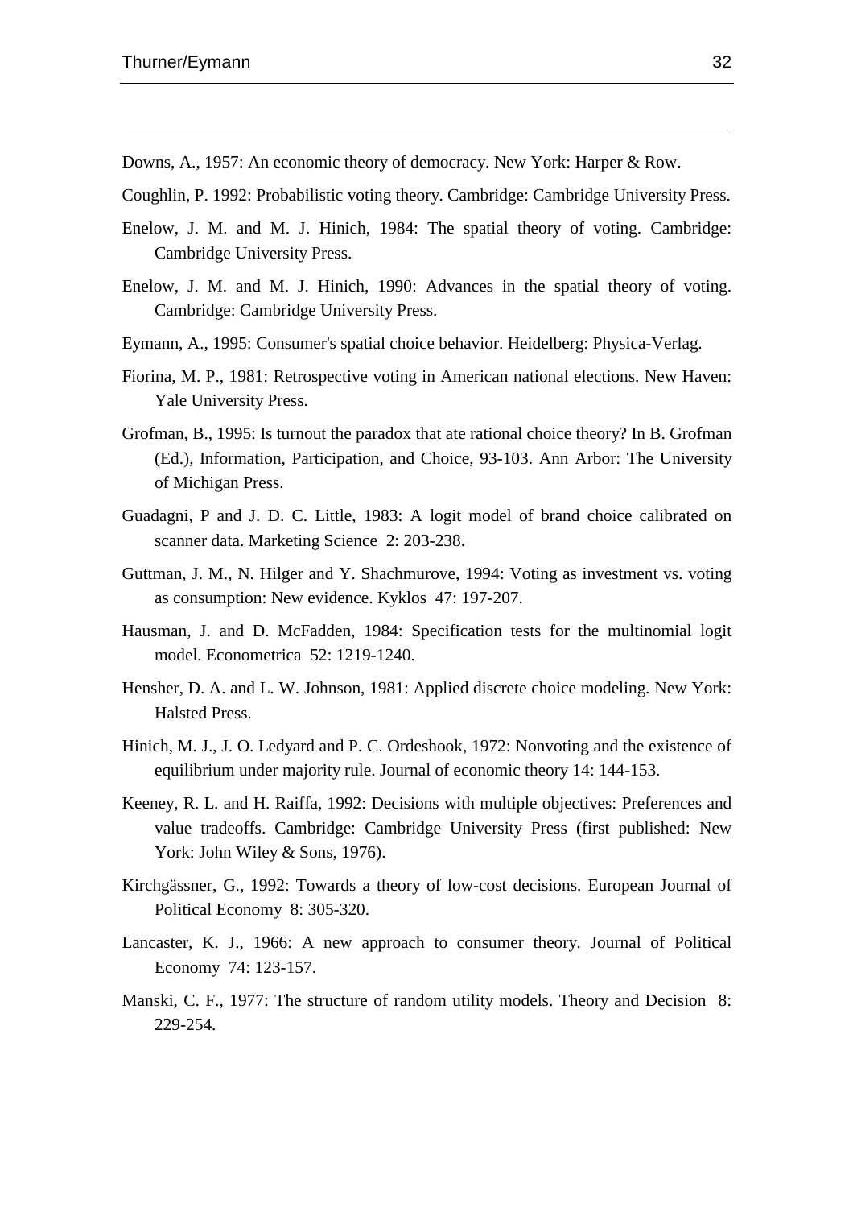Downs, A., 1957: An economic theory of democracy. New York: Harper & Row.

Coughlin, P. 1992: Probabilistic voting theory. Cambridge: Cambridge University Press.

Enelow, J. M. and M. J. Hinich, 1984: The spatial theory of voting. Cambridge: Cambridge University Press.

Enelow, J. M. and M. J. Hinich, 1990: Advances in the spatial theory of voting. Cambridge: Cambridge University Press.

Eymann, A., 1995: Consumer's spatial choice behavior. Heidelberg: Physica-Verlag.

Fiorina, M. P., 1981: Retrospective voting in American national elections. New Haven: Yale University Press.

Grofman, B., 1995: Is turnout the paradox that ate rational choice theory? In B. Grofman (Ed.), Information, Participation, and Choice, 93-103. Ann Arbor: The University of Michigan Press.

Guadagni, P and J. D. C. Little, 1983: A logit model of brand choice calibrated on scanner data. Marketing Science 2: 203-238.

Guttman, J. M., N. Hilger and Y. Shachmurove, 1994: Voting as investment vs. voting as consumption: New evidence. Kyklos 47: 197-207.

Hausman, J. and D. McFadden, 1984: Specification tests for the multinomial logit model. Econometrica 52: 1219-1240.

Hensher, D. A. and L. W. Johnson, 1981: Applied discrete choice modeling. New York: Halsted Press.

Hinich, M. J., J. O. Ledyard and P. C. Ordeshook, 1972: Nonvoting and the existence of equilibrium under majority rule. Journal of economic theory 14: 144-153.

Keeney, R. L. and H. Raiffa, 1992: Decisions with multiple objectives: Preferences and value tradeoffs. Cambridge: Cambridge University Press (first published: New York: John Wiley & Sons, 1976).

Kirchgässner, G., 1992: Towards a theory of low-cost decisions. European Journal of Political Economy 8: 305-320.

Lancaster, K. J., 1966: A new approach to consumer theory. Journal of Political Economy 74: 123-157.

Manski, C. F., 1977: The structure of random utility models. Theory and Decision 8: 229-254.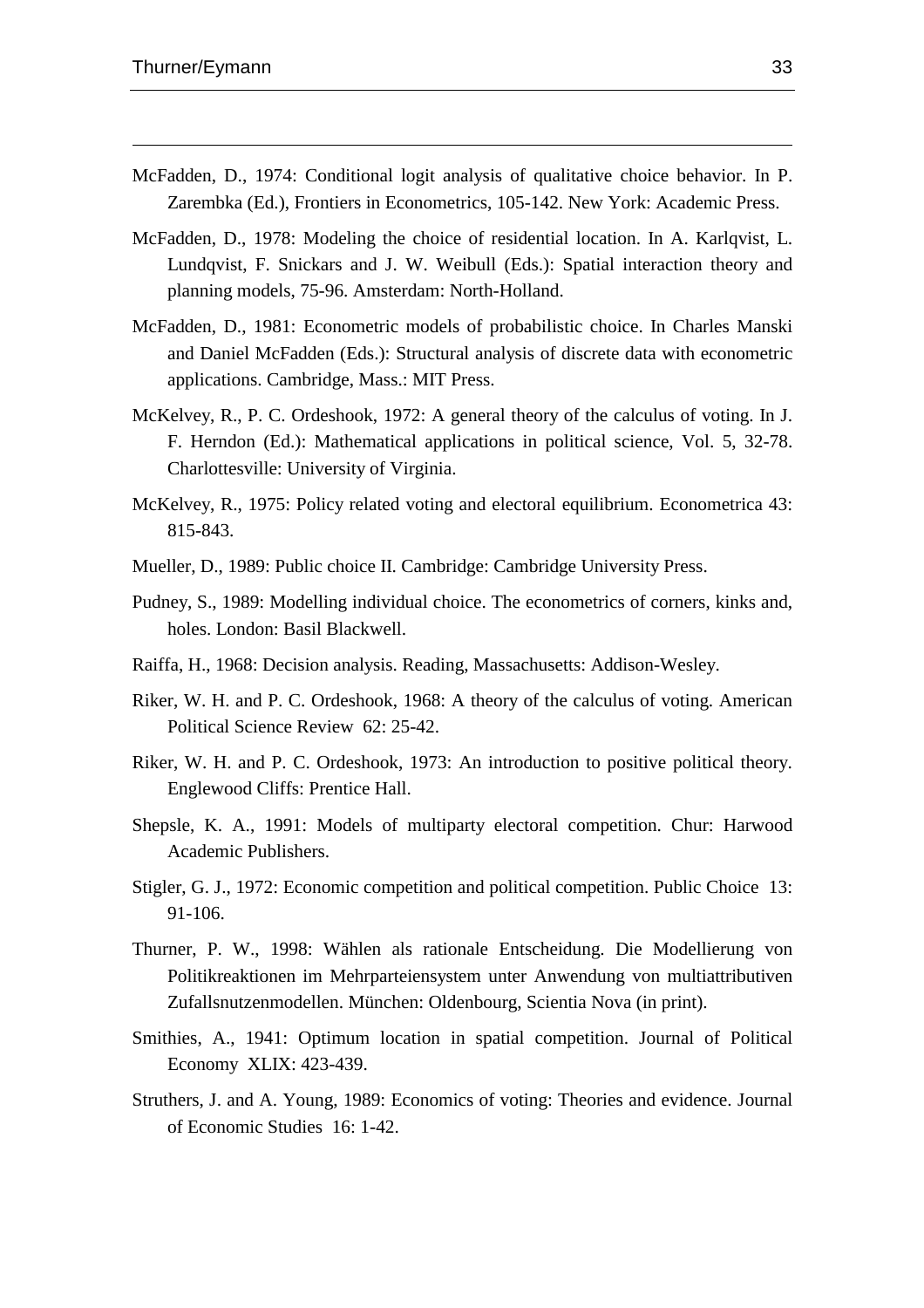McFadden, D., 1974: Conditional logit analysis of qualitative choice behavior. In P. Zarembka (Ed.), Frontiers in Econometrics, 105-142. New York: Academic Press.

McFadden, D., 1978: Modeling the choice of residential location. In A. Karlqvist, L. Lundqvist, F. Snickars and J. W. Weibull (Eds.): Spatial interaction theory and planning models, 75-96. Amsterdam: North-Holland.

McFadden, D., 1981: Econometric models of probabilistic choice. In Charles Manski and Daniel McFadden (Eds.): Structural analysis of discrete data with econometric applications. Cambridge, Mass.: MIT Press.

McKelvey, R., P. C. Ordeshook, 1972: A general theory of the calculus of voting. In J. F. Herndon (Ed.): Mathematical applications in political science, Vol. 5, 32-78. Charlottesville: University of Virginia.

McKelvey, R., 1975: Policy related voting and electoral equilibrium. Econometrica 43: 815-843.

Mueller, D., 1989: Public choice II. Cambridge: Cambridge University Press.

Pudney, S., 1989: Modelling individual choice. The econometrics of corners, kinks and, holes. London: Basil Blackwell.

Raiffa, H., 1968: Decision analysis. Reading, Massachusetts: Addison-Wesley.

Riker, W. H. and P. C. Ordeshook, 1968: A theory of the calculus of voting. American Political Science Review 62: 25-42.

Riker, W. H. and P. C. Ordeshook, 1973: An introduction to positive political theory. Englewood Cliffs: Prentice Hall.

Shepsle, K. A., 1991: Models of multiparty electoral competition. Chur: Harwood Academic Publishers.

Stigler, G. J., 1972: Economic competition and political competition. Public Choice 13: 91-106.

Thurner, P. W., 1998: Wählen als rationale Entscheidung. Die Modellierung von Politikreaktionen im Mehrparteiensystem unter Anwendung von multiattributiven Zufallsnutzenmodellen. München: Oldenbourg, Scientia Nova (in print).

Smithies, A., 1941: Optimum location in spatial competition. Journal of Political Economy XLIX: 423-439.

Struthers, J. and A. Young, 1989: Economics of voting: Theories and evidence. Journal of Economic Studies 16: 1-42.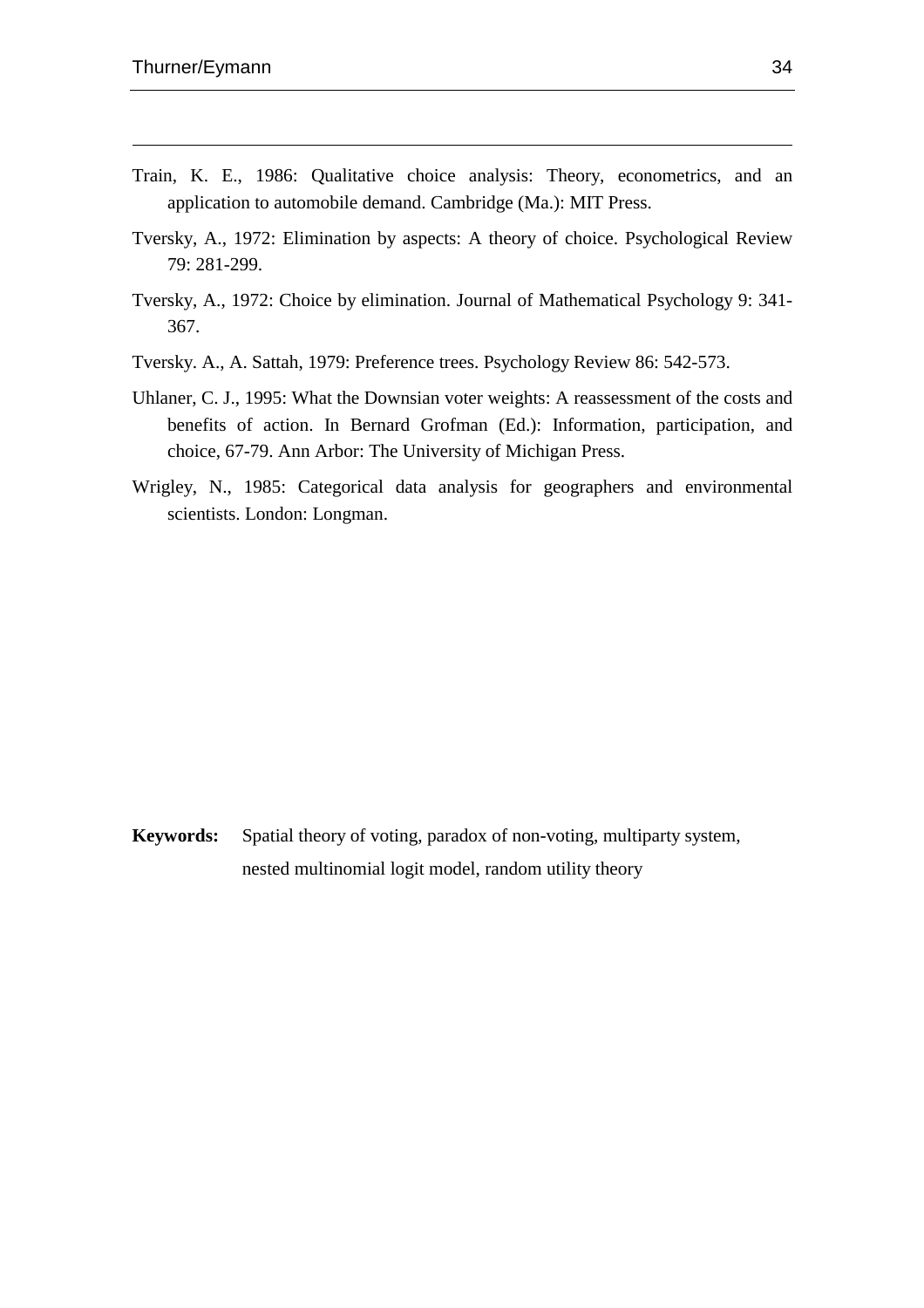Train, K. E., 1986: Qualitative choice analysis: Theory, econometrics, and an application to automobile demand. Cambridge (Ma.): MIT Press.

Tversky, A., 1972: Elimination by aspects: A theory of choice. Psychological Review 79: 281-299.

Tversky, A., 1972: Choice by elimination. Journal of Mathematical Psychology 9: 341-367.

Tversky. A., A. Sattah, 1979: Preference trees. Psychology Review 86: 542-573.

Uhlaner, C. J., 1995: What the Downsian voter weights: A reassessment of the costs and benefits of action. In Bernard Grofman (Ed.): Information, participation, and choice, 67-79. Ann Arbor: The University of Michigan Press.

Wrigley, N., 1985: Categorical data analysis for geographers and environmental scientists. London: Longman.

**Keywords:** Spatial theory of voting, paradox of non-voting, multiparty system, nested multinomial logit model, random utility theory